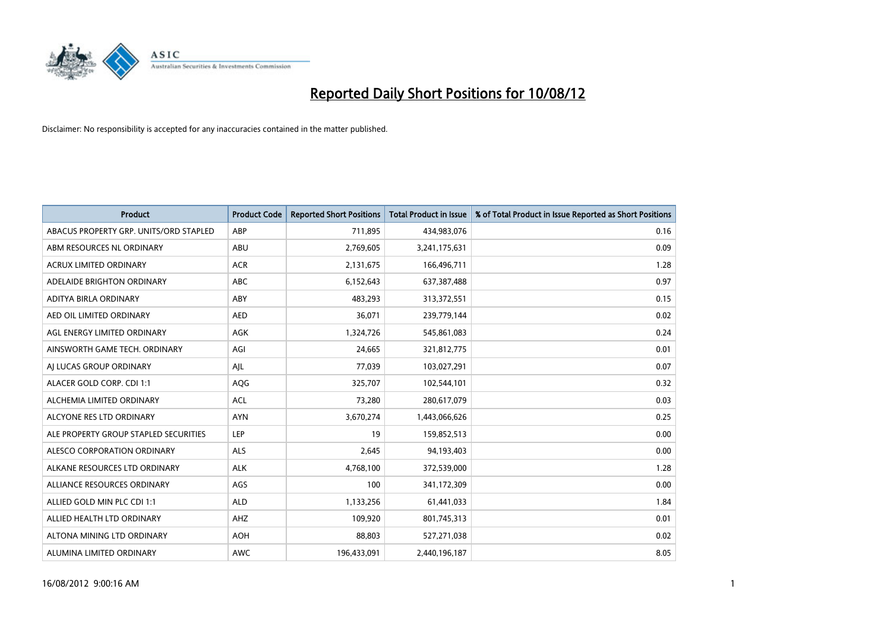# Reported Daily Short Positions for 10/08/12

Disclaimer: No responsibility is accepted for any inaccuracies contained in the matter published.

| Product | Product Code | Reported Short Positions | Total Product in Issue | % of Total Product in Issue Reported as Short Positions |
|---|---|---|---|---|
| ABACUS PROPERTY GRP. UNITS/ORD STAPLED | ABP | 711,895 | 434,983,076 | 0.16 |
| ABM RESOURCES NL ORDINARY | ABU | 2,769,605 | 3,241,175,631 | 0.09 |
| ACRUX LIMITED ORDINARY | ACR | 2,131,675 | 166,496,711 | 1.28 |
| ADELAIDE BRIGHTON ORDINARY | ABC | 6,152,643 | 637,387,488 | 0.97 |
| ADITYA BIRLA ORDINARY | ABY | 483,293 | 313,372,551 | 0.15 |
| AED OIL LIMITED ORDINARY | AED | 36,071 | 239,779,144 | 0.02 |
| AGL ENERGY LIMITED ORDINARY | AGK | 1,324,726 | 545,861,083 | 0.24 |
| AINSWORTH GAME TECH. ORDINARY | AGI | 24,665 | 321,812,775 | 0.01 |
| AJ LUCAS GROUP ORDINARY | AJL | 77,039 | 103,027,291 | 0.07 |
| ALACER GOLD CORP. CDI 1:1 | AQG | 325,707 | 102,544,101 | 0.32 |
| ALCHEMIA LIMITED ORDINARY | ACL | 73,280 | 280,617,079 | 0.03 |
| ALCYONE RES LTD ORDINARY | AYN | 3,670,274 | 1,443,066,626 | 0.25 |
| ALE PROPERTY GROUP STAPLED SECURITIES | LEP | 19 | 159,852,513 | 0.00 |
| ALESCO CORPORATION ORDINARY | ALS | 2,645 | 94,193,403 | 0.00 |
| ALKANE RESOURCES LTD ORDINARY | ALK | 4,768,100 | 372,539,000 | 1.28 |
| ALLIANCE RESOURCES ORDINARY | AGS | 100 | 341,172,309 | 0.00 |
| ALLIED GOLD MIN PLC CDI 1:1 | ALD | 1,133,256 | 61,441,033 | 1.84 |
| ALLIED HEALTH LTD ORDINARY | AHZ | 109,920 | 801,745,313 | 0.01 |
| ALTONA MINING LTD ORDINARY | AOH | 88,803 | 527,271,038 | 0.02 |
| ALUMINA LIMITED ORDINARY | AWC | 196,433,091 | 2,440,196,187 | 8.05 |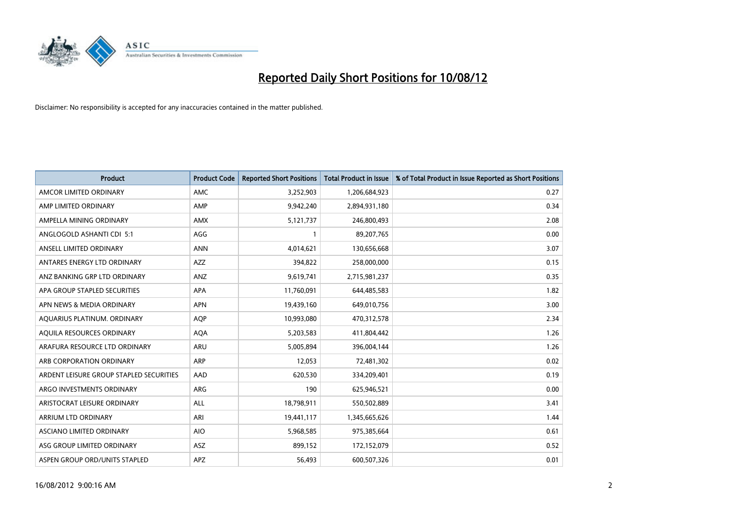# Reported Daily Short Positions for 10/08/12

Disclaimer: No responsibility is accepted for any inaccuracies contained in the matter published.

| Product | Product Code | Reported Short Positions | Total Product in Issue | % of Total Product in Issue Reported as Short Positions |
|---|---|---|---|---|
| AMCOR LIMITED ORDINARY | AMC | 3,252,903 | 1,206,684,923 | 0.27 |
| AMP LIMITED ORDINARY | AMP | 9,942,240 | 2,894,931,180 | 0.34 |
| AMPELLA MINING ORDINARY | AMX | 5,121,737 | 246,800,493 | 2.08 |
| ANGLOGOLD ASHANTI CDI 5:1 | AGG | 1 | 89,207,765 | 0.00 |
| ANSELL LIMITED ORDINARY | ANN | 4,014,621 | 130,656,668 | 3.07 |
| ANTARES ENERGY LTD ORDINARY | AZZ | 394,822 | 258,000,000 | 0.15 |
| ANZ BANKING GRP LTD ORDINARY | ANZ | 9,619,741 | 2,715,981,237 | 0.35 |
| APA GROUP STAPLED SECURITIES | APA | 11,760,091 | 644,485,583 | 1.82 |
| APN NEWS & MEDIA ORDINARY | APN | 19,439,160 | 649,010,756 | 3.00 |
| AQUARIUS PLATINUM. ORDINARY | AQP | 10,993,080 | 470,312,578 | 2.34 |
| AQUILA RESOURCES ORDINARY | AQA | 5,203,583 | 411,804,442 | 1.26 |
| ARAFURA RESOURCE LTD ORDINARY | ARU | 5,005,894 | 396,004,144 | 1.26 |
| ARB CORPORATION ORDINARY | ARP | 12,053 | 72,481,302 | 0.02 |
| ARDENT LEISURE GROUP STAPLED SECURITIES | AAD | 620,530 | 334,209,401 | 0.19 |
| ARGO INVESTMENTS ORDINARY | ARG | 190 | 625,946,521 | 0.00 |
| ARISTOCRAT LEISURE ORDINARY | ALL | 18,798,911 | 550,502,889 | 3.41 |
| ARRIUM LTD ORDINARY | ARI | 19,441,117 | 1,345,665,626 | 1.44 |
| ASCIANO LIMITED ORDINARY | AIO | 5,968,585 | 975,385,664 | 0.61 |
| ASG GROUP LIMITED ORDINARY | ASZ | 899,152 | 172,152,079 | 0.52 |
| ASPEN GROUP ORD/UNITS STAPLED | APZ | 56,493 | 600,507,326 | 0.01 |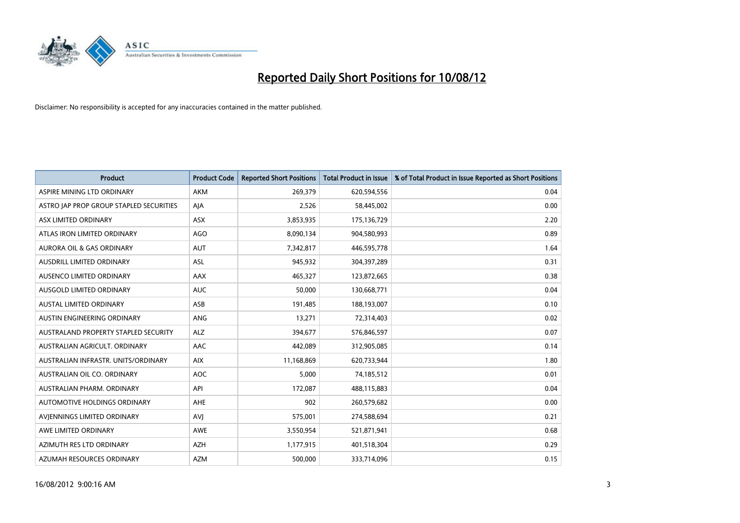# Reported Daily Short Positions for 10/08/12

Disclaimer: No responsibility is accepted for any inaccuracies contained in the matter published.

| Product | Product Code | Reported Short Positions | Total Product in Issue | % of Total Product in Issue Reported as Short Positions |
|---|---|---|---|---|
| ASPIRE MINING LTD ORDINARY | AKM | 269,379 | 620,594,556 | 0.04 |
| ASTRO JAP PROP GROUP STAPLED SECURITIES | AJA | 2,526 | 58,445,002 | 0.00 |
| ASX LIMITED ORDINARY | ASX | 3,853,935 | 175,136,729 | 2.20 |
| ATLAS IRON LIMITED ORDINARY | AGO | 8,090,134 | 904,580,993 | 0.89 |
| AURORA OIL & GAS ORDINARY | AUT | 7,342,817 | 446,595,778 | 1.64 |
| AUSDRILL LIMITED ORDINARY | ASL | 945,932 | 304,397,289 | 0.31 |
| AUSENCO LIMITED ORDINARY | AAX | 465,327 | 123,872,665 | 0.38 |
| AUSGOLD LIMITED ORDINARY | AUC | 50,000 | 130,668,771 | 0.04 |
| AUSTAL LIMITED ORDINARY | ASB | 191,485 | 188,193,007 | 0.10 |
| AUSTIN ENGINEERING ORDINARY | ANG | 13,271 | 72,314,403 | 0.02 |
| AUSTRALAND PROPERTY STAPLED SECURITY | ALZ | 394,677 | 576,846,597 | 0.07 |
| AUSTRALIAN AGRICULT. ORDINARY | AAC | 442,089 | 312,905,085 | 0.14 |
| AUSTRALIAN INFRASTR. UNITS/ORDINARY | AIX | 11,168,869 | 620,733,944 | 1.80 |
| AUSTRALIAN OIL CO. ORDINARY | AOC | 5,000 | 74,185,512 | 0.01 |
| AUSTRALIAN PHARM. ORDINARY | API | 172,087 | 488,115,883 | 0.04 |
| AUTOMOTIVE HOLDINGS ORDINARY | AHE | 902 | 260,579,682 | 0.00 |
| AVJENNINGS LIMITED ORDINARY | AVJ | 575,001 | 274,588,694 | 0.21 |
| AWE LIMITED ORDINARY | AWE | 3,550,954 | 521,871,941 | 0.68 |
| AZIMUTH RES LTD ORDINARY | AZH | 1,177,915 | 401,518,304 | 0.29 |
| AZUMAH RESOURCES ORDINARY | AZM | 500,000 | 333,714,096 | 0.15 |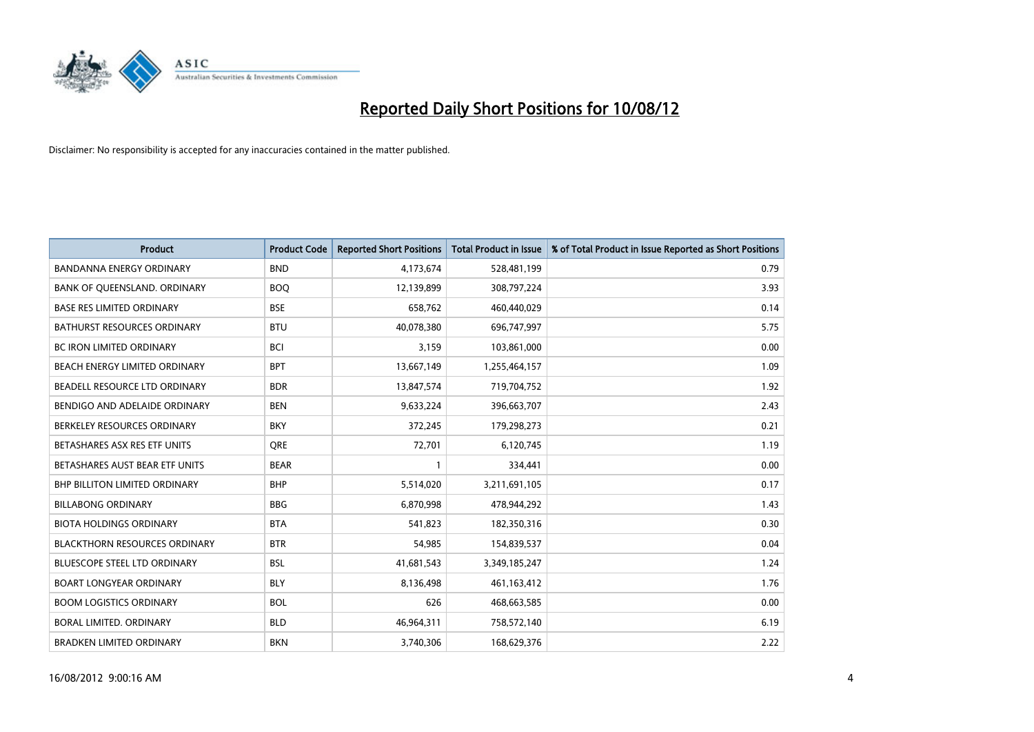# Reported Daily Short Positions for 10/08/12

Disclaimer: No responsibility is accepted for any inaccuracies contained in the matter published.

| Product | Product Code | Reported Short Positions | Total Product in Issue | % of Total Product in Issue Reported as Short Positions |
|---|---|---|---|---|
| BANDANNA ENERGY ORDINARY | BND | 4,173,674 | 528,481,199 | 0.79 |
| BANK OF QUEENSLAND. ORDINARY | BOQ | 12,139,899 | 308,797,224 | 3.93 |
| BASE RES LIMITED ORDINARY | BSE | 658,762 | 460,440,029 | 0.14 |
| BATHURST RESOURCES ORDINARY | BTU | 40,078,380 | 696,747,997 | 5.75 |
| BC IRON LIMITED ORDINARY | BCI | 3,159 | 103,861,000 | 0.00 |
| BEACH ENERGY LIMITED ORDINARY | BPT | 13,667,149 | 1,255,464,157 | 1.09 |
| BEADELL RESOURCE LTD ORDINARY | BDR | 13,847,574 | 719,704,752 | 1.92 |
| BENDIGO AND ADELAIDE ORDINARY | BEN | 9,633,224 | 396,663,707 | 2.43 |
| BERKELEY RESOURCES ORDINARY | BKY | 372,245 | 179,298,273 | 0.21 |
| BETASHARES ASX RES ETF UNITS | QRE | 72,701 | 6,120,745 | 1.19 |
| BETASHARES AUST BEAR ETF UNITS | BEAR | 1 | 334,441 | 0.00 |
| BHP BILLITON LIMITED ORDINARY | BHP | 5,514,020 | 3,211,691,105 | 0.17 |
| BILLABONG ORDINARY | BBG | 6,870,998 | 478,944,292 | 1.43 |
| BIOTA HOLDINGS ORDINARY | BTA | 541,823 | 182,350,316 | 0.30 |
| BLACKTHORN RESOURCES ORDINARY | BTR | 54,985 | 154,839,537 | 0.04 |
| BLUESCOPE STEEL LTD ORDINARY | BSL | 41,681,543 | 3,349,185,247 | 1.24 |
| BOART LONGYEAR ORDINARY | BLY | 8,136,498 | 461,163,412 | 1.76 |
| BOOM LOGISTICS ORDINARY | BOL | 626 | 468,663,585 | 0.00 |
| BORAL LIMITED. ORDINARY | BLD | 46,964,311 | 758,572,140 | 6.19 |
| BRADKEN LIMITED ORDINARY | BKN | 3,740,306 | 168,629,376 | 2.22 |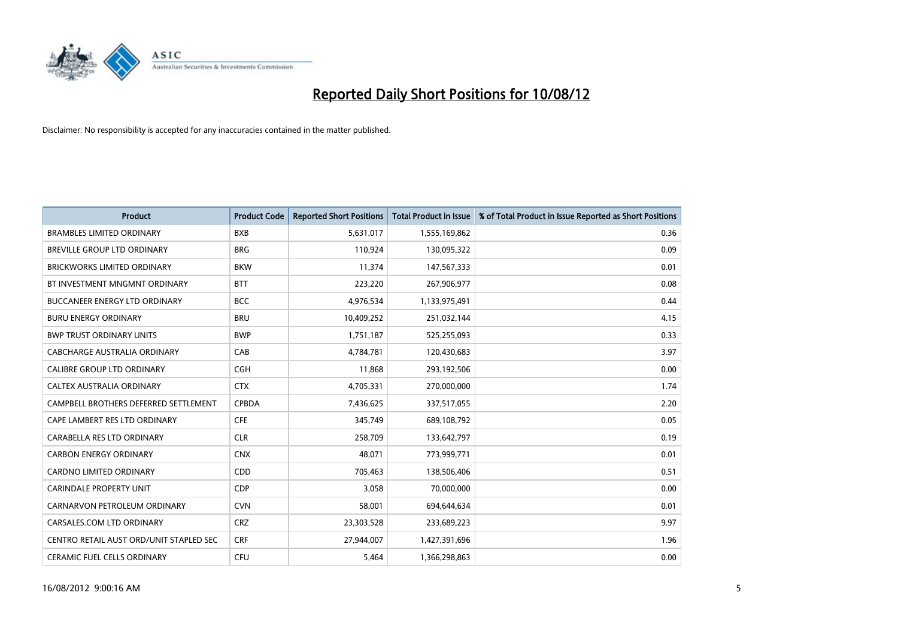# Reported Daily Short Positions for 10/08/12

Disclaimer: No responsibility is accepted for any inaccuracies contained in the matter published.

| Product | Product Code | Reported Short Positions | Total Product in Issue | % of Total Product in Issue Reported as Short Positions |
|---|---|---|---|---|
| BRAMBLES LIMITED ORDINARY | BXB | 5,631,017 | 1,555,169,862 | 0.36 |
| BREVILLE GROUP LTD ORDINARY | BRG | 110,924 | 130,095,322 | 0.09 |
| BRICKWORKS LIMITED ORDINARY | BKW | 11,374 | 147,567,333 | 0.01 |
| BT INVESTMENT MNGMNT ORDINARY | BTT | 223,220 | 267,906,977 | 0.08 |
| BUCCANEER ENERGY LTD ORDINARY | BCC | 4,976,534 | 1,133,975,491 | 0.44 |
| BURU ENERGY ORDINARY | BRU | 10,409,252 | 251,032,144 | 4.15 |
| BWP TRUST ORDINARY UNITS | BWP | 1,751,187 | 525,255,093 | 0.33 |
| CABCHARGE AUSTRALIA ORDINARY | CAB | 4,784,781 | 120,430,683 | 3.97 |
| CALIBRE GROUP LTD ORDINARY | CGH | 11,868 | 293,192,506 | 0.00 |
| CALTEX AUSTRALIA ORDINARY | CTX | 4,705,331 | 270,000,000 | 1.74 |
| CAMPBELL BROTHERS DEFERRED SETTLEMENT | CPBDA | 7,436,625 | 337,517,055 | 2.20 |
| CAPE LAMBERT RES LTD ORDINARY | CFE | 345,749 | 689,108,792 | 0.05 |
| CARABELLA RES LTD ORDINARY | CLR | 258,709 | 133,642,797 | 0.19 |
| CARBON ENERGY ORDINARY | CNX | 48,071 | 773,999,771 | 0.01 |
| CARDNO LIMITED ORDINARY | CDD | 705,463 | 138,506,406 | 0.51 |
| CARINDALE PROPERTY UNIT | CDP | 3,058 | 70,000,000 | 0.00 |
| CARNARVON PETROLEUM ORDINARY | CVN | 58,001 | 694,644,634 | 0.01 |
| CARSALES.COM LTD ORDINARY | CRZ | 23,303,528 | 233,689,223 | 9.97 |
| CENTRO RETAIL AUST ORD/UNIT STAPLED SEC | CRF | 27,944,007 | 1,427,391,696 | 1.96 |
| CERAMIC FUEL CELLS ORDINARY | CFU | 5,464 | 1,366,298,863 | 0.00 |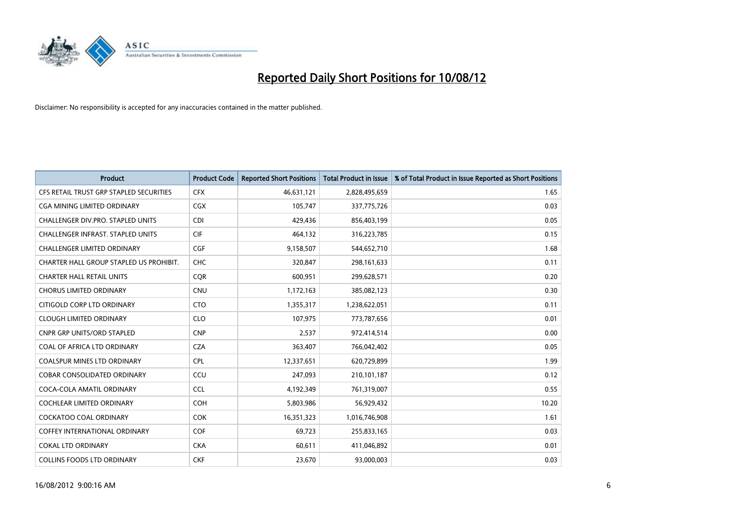# Reported Daily Short Positions for 10/08/12

Disclaimer: No responsibility is accepted for any inaccuracies contained in the matter published.

| Product | Product Code | Reported Short Positions | Total Product in Issue | % of Total Product in Issue Reported as Short Positions |
|---|---|---|---|---|
| CFS RETAIL TRUST GRP STAPLED SECURITIES | CFX | 46,631,121 | 2,828,495,659 | 1.65 |
| CGA MINING LIMITED ORDINARY | CGX | 105,747 | 337,775,726 | 0.03 |
| CHALLENGER DIV.PRO. STAPLED UNITS | CDI | 429,436 | 856,403,199 | 0.05 |
| CHALLENGER INFRAST. STAPLED UNITS | CIF | 464,132 | 316,223,785 | 0.15 |
| CHALLENGER LIMITED ORDINARY | CGF | 9,158,507 | 544,652,710 | 1.68 |
| CHARTER HALL GROUP STAPLED US PROHIBIT. | CHC | 320,847 | 298,161,633 | 0.11 |
| CHARTER HALL RETAIL UNITS | CQR | 600,951 | 299,628,571 | 0.20 |
| CHORUS LIMITED ORDINARY | CNU | 1,172,163 | 385,082,123 | 0.30 |
| CITIGOLD CORP LTD ORDINARY | CTO | 1,355,317 | 1,238,622,051 | 0.11 |
| CLOUGH LIMITED ORDINARY | CLO | 107,975 | 773,787,656 | 0.01 |
| CNPR GRP UNITS/ORD STAPLED | CNP | 2,537 | 972,414,514 | 0.00 |
| COAL OF AFRICA LTD ORDINARY | CZA | 363,407 | 766,042,402 | 0.05 |
| COALSPUR MINES LTD ORDINARY | CPL | 12,337,651 | 620,729,899 | 1.99 |
| COBAR CONSOLIDATED ORDINARY | CCU | 247,093 | 210,101,187 | 0.12 |
| COCA-COLA AMATIL ORDINARY | CCL | 4,192,349 | 761,319,007 | 0.55 |
| COCHLEAR LIMITED ORDINARY | COH | 5,803,986 | 56,929,432 | 10.20 |
| COCKATOO COAL ORDINARY | COK | 16,351,323 | 1,016,746,908 | 1.61 |
| COFFEY INTERNATIONAL ORDINARY | COF | 69,723 | 255,833,165 | 0.03 |
| COKAL LTD ORDINARY | CKA | 60,611 | 411,046,892 | 0.01 |
| COLLINS FOODS LTD ORDINARY | CKF | 23,670 | 93,000,003 | 0.03 |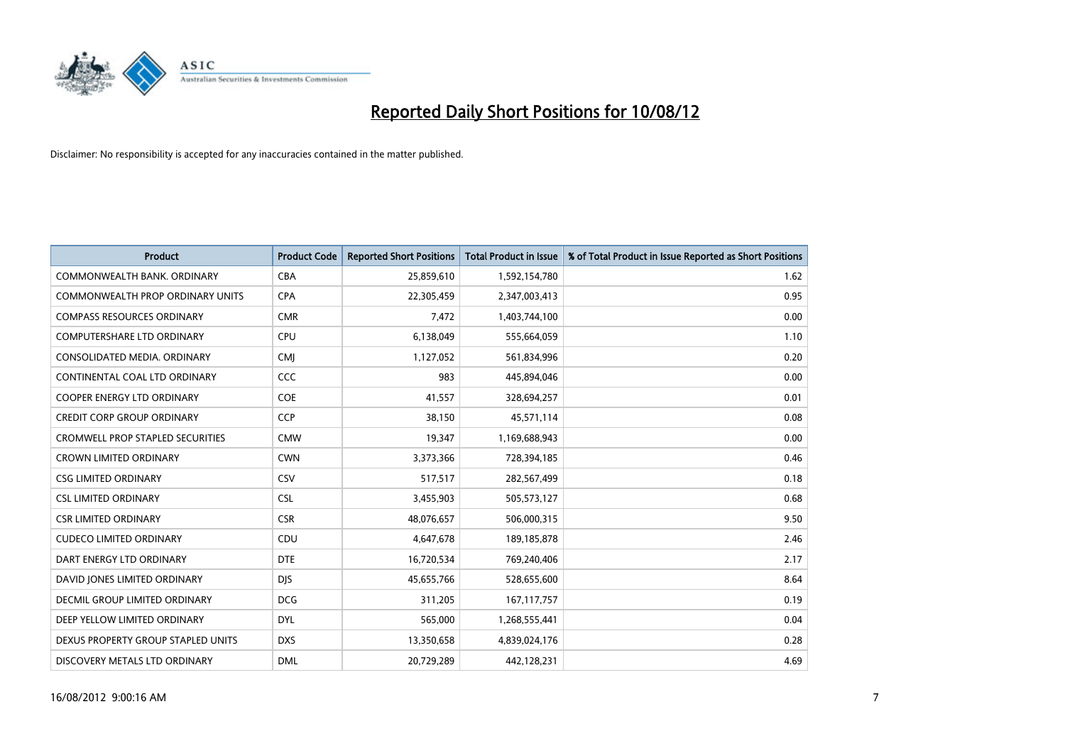# Reported Daily Short Positions for 10/08/12

Disclaimer: No responsibility is accepted for any inaccuracies contained in the matter published.

| Product | Product Code | Reported Short Positions | Total Product in Issue | % of Total Product in Issue Reported as Short Positions |
|---|---|---|---|---|
| COMMONWEALTH BANK. ORDINARY | CBA | 25,859,610 | 1,592,154,780 | 1.62 |
| COMMONWEALTH PROP ORDINARY UNITS | CPA | 22,305,459 | 2,347,003,413 | 0.95 |
| COMPASS RESOURCES ORDINARY | CMR | 7,472 | 1,403,744,100 | 0.00 |
| COMPUTERSHARE LTD ORDINARY | CPU | 6,138,049 | 555,664,059 | 1.10 |
| CONSOLIDATED MEDIA. ORDINARY | CMJ | 1,127,052 | 561,834,996 | 0.20 |
| CONTINENTAL COAL LTD ORDINARY | CCC | 983 | 445,894,046 | 0.00 |
| COOPER ENERGY LTD ORDINARY | COE | 41,557 | 328,694,257 | 0.01 |
| CREDIT CORP GROUP ORDINARY | CCP | 38,150 | 45,571,114 | 0.08 |
| CROMWELL PROP STAPLED SECURITIES | CMW | 19,347 | 1,169,688,943 | 0.00 |
| CROWN LIMITED ORDINARY | CWN | 3,373,366 | 728,394,185 | 0.46 |
| CSG LIMITED ORDINARY | CSV | 517,517 | 282,567,499 | 0.18 |
| CSL LIMITED ORDINARY | CSL | 3,455,903 | 505,573,127 | 0.68 |
| CSR LIMITED ORDINARY | CSR | 48,076,657 | 506,000,315 | 9.50 |
| CUDECO LIMITED ORDINARY | CDU | 4,647,678 | 189,185,878 | 2.46 |
| DART ENERGY LTD ORDINARY | DTE | 16,720,534 | 769,240,406 | 2.17 |
| DAVID JONES LIMITED ORDINARY | DJS | 45,655,766 | 528,655,600 | 8.64 |
| DECMIL GROUP LIMITED ORDINARY | DCG | 311,205 | 167,117,757 | 0.19 |
| DEEP YELLOW LIMITED ORDINARY | DYL | 565,000 | 1,268,555,441 | 0.04 |
| DEXUS PROPERTY GROUP STAPLED UNITS | DXS | 13,350,658 | 4,839,024,176 | 0.28 |
| DISCOVERY METALS LTD ORDINARY | DML | 20,729,289 | 442,128,231 | 4.69 |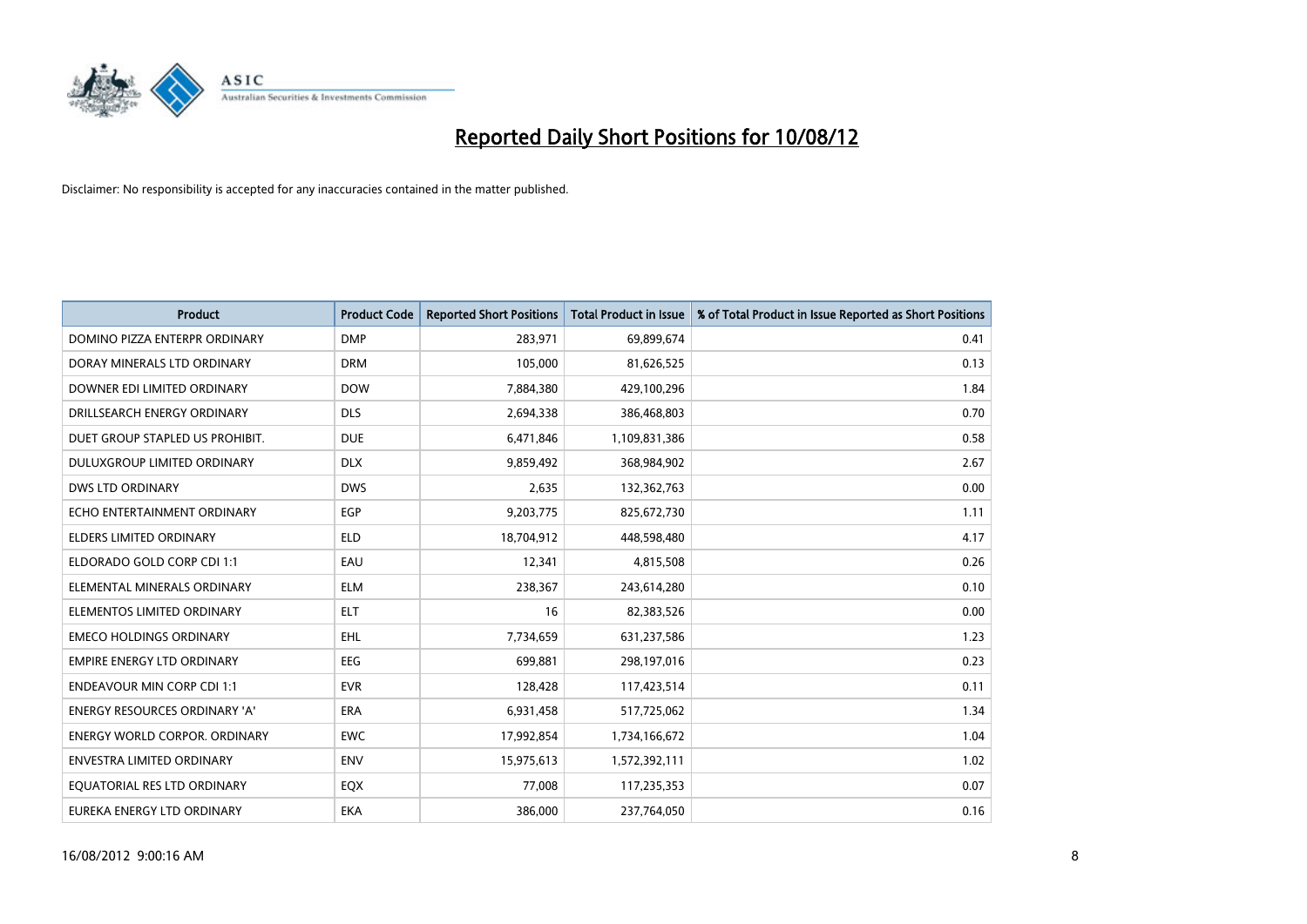# Reported Daily Short Positions for 10/08/12

Disclaimer: No responsibility is accepted for any inaccuracies contained in the matter published.

| Product | Product Code | Reported Short Positions | Total Product in Issue | % of Total Product in Issue Reported as Short Positions |
|---|---|---|---|---|
| DOMINO PIZZA ENTERPR ORDINARY | DMP | 283,971 | 69,899,674 | 0.41 |
| DORAY MINERALS LTD ORDINARY | DRM | 105,000 | 81,626,525 | 0.13 |
| DOWNER EDI LIMITED ORDINARY | DOW | 7,884,380 | 429,100,296 | 1.84 |
| DRILLSEARCH ENERGY ORDINARY | DLS | 2,694,338 | 386,468,803 | 0.70 |
| DUET GROUP STAPLED US PROHIBIT. | DUE | 6,471,846 | 1,109,831,386 | 0.58 |
| DULUXGROUP LIMITED ORDINARY | DLX | 9,859,492 | 368,984,902 | 2.67 |
| DWS LTD ORDINARY | DWS | 2,635 | 132,362,763 | 0.00 |
| ECHO ENTERTAINMENT ORDINARY | EGP | 9,203,775 | 825,672,730 | 1.11 |
| ELDERS LIMITED ORDINARY | ELD | 18,704,912 | 448,598,480 | 4.17 |
| ELDORADO GOLD CORP CDI 1:1 | EAU | 12,341 | 4,815,508 | 0.26 |
| ELEMENTAL MINERALS ORDINARY | ELM | 238,367 | 243,614,280 | 0.10 |
| ELEMENTOS LIMITED ORDINARY | ELT | 16 | 82,383,526 | 0.00 |
| EMECO HOLDINGS ORDINARY | EHL | 7,734,659 | 631,237,586 | 1.23 |
| EMPIRE ENERGY LTD ORDINARY | EEG | 699,881 | 298,197,016 | 0.23 |
| ENDEAVOUR MIN CORP CDI 1:1 | EVR | 128,428 | 117,423,514 | 0.11 |
| ENERGY RESOURCES ORDINARY 'A' | ERA | 6,931,458 | 517,725,062 | 1.34 |
| ENERGY WORLD CORPOR. ORDINARY | EWC | 17,992,854 | 1,734,166,672 | 1.04 |
| ENVESTRA LIMITED ORDINARY | ENV | 15,975,613 | 1,572,392,111 | 1.02 |
| EQUATORIAL RES LTD ORDINARY | EQX | 77,008 | 117,235,353 | 0.07 |
| EUREKA ENERGY LTD ORDINARY | EKA | 386,000 | 237,764,050 | 0.16 |

16/08/2012 9:00:16 AM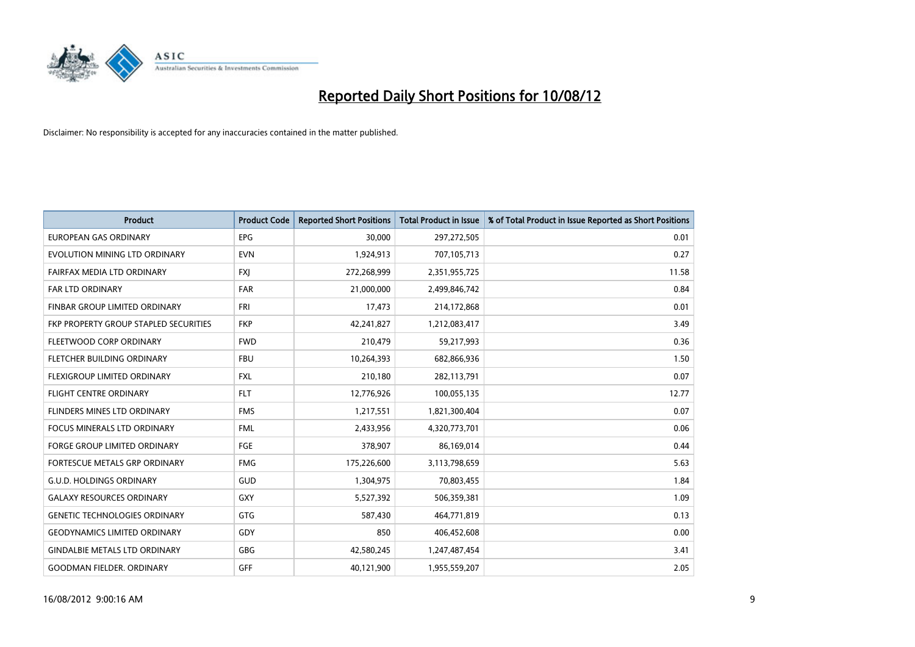# Reported Daily Short Positions for 10/08/12

Disclaimer: No responsibility is accepted for any inaccuracies contained in the matter published.

| Product | Product Code | Reported Short Positions | Total Product in Issue | % of Total Product in Issue Reported as Short Positions |
|---|---|---|---|---|
| EUROPEAN GAS ORDINARY | EPG | 30,000 | 297,272,505 | 0.01 |
| EVOLUTION MINING LTD ORDINARY | EVN | 1,924,913 | 707,105,713 | 0.27 |
| FAIRFAX MEDIA LTD ORDINARY | FXJ | 272,268,999 | 2,351,955,725 | 11.58 |
| FAR LTD ORDINARY | FAR | 21,000,000 | 2,499,846,742 | 0.84 |
| FINBAR GROUP LIMITED ORDINARY | FRI | 17,473 | 214,172,868 | 0.01 |
| FKP PROPERTY GROUP STAPLED SECURITIES | FKP | 42,241,827 | 1,212,083,417 | 3.49 |
| FLEETWOOD CORP ORDINARY | FWD | 210,479 | 59,217,993 | 0.36 |
| FLETCHER BUILDING ORDINARY | FBU | 10,264,393 | 682,866,936 | 1.50 |
| FLEXIGROUP LIMITED ORDINARY | FXL | 210,180 | 282,113,791 | 0.07 |
| FLIGHT CENTRE ORDINARY | FLT | 12,776,926 | 100,055,135 | 12.77 |
| FLINDERS MINES LTD ORDINARY | FMS | 1,217,551 | 1,821,300,404 | 0.07 |
| FOCUS MINERALS LTD ORDINARY | FML | 2,433,956 | 4,320,773,701 | 0.06 |
| FORGE GROUP LIMITED ORDINARY | FGE | 378,907 | 86,169,014 | 0.44 |
| FORTESCUE METALS GRP ORDINARY | FMG | 175,226,600 | 3,113,798,659 | 5.63 |
| G.U.D. HOLDINGS ORDINARY | GUD | 1,304,975 | 70,803,455 | 1.84 |
| GALAXY RESOURCES ORDINARY | GXY | 5,527,392 | 506,359,381 | 1.09 |
| GENETIC TECHNOLOGIES ORDINARY | GTG | 587,430 | 464,771,819 | 0.13 |
| GEODYNAMICS LIMITED ORDINARY | GDY | 850 | 406,452,608 | 0.00 |
| GINDALBIE METALS LTD ORDINARY | GBG | 42,580,245 | 1,247,487,454 | 3.41 |
| GOODMAN FIELDER. ORDINARY | GFF | 40,121,900 | 1,955,559,207 | 2.05 |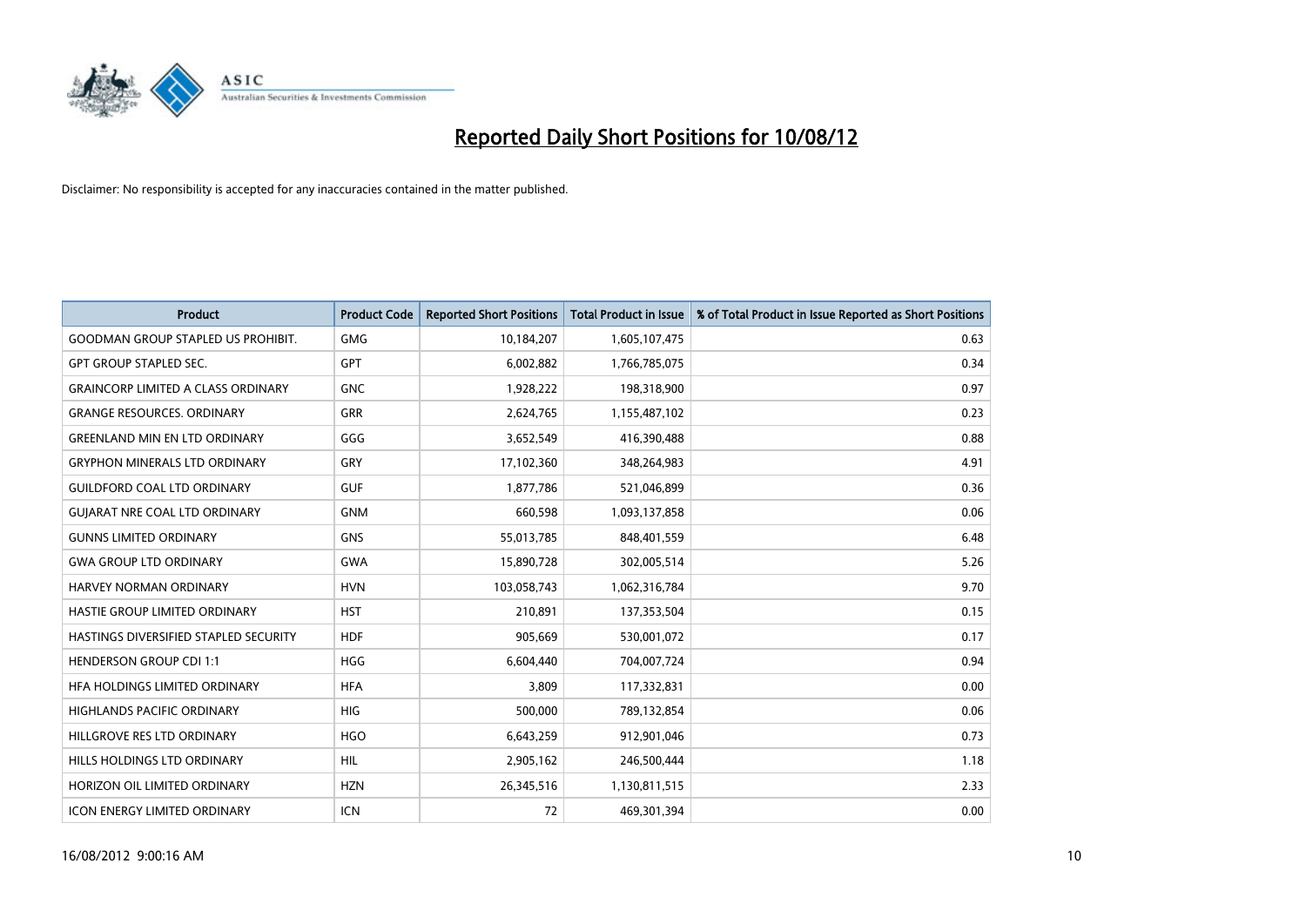# Reported Daily Short Positions for 10/08/12

Disclaimer: No responsibility is accepted for any inaccuracies contained in the matter published.

| Product | Product Code | Reported Short Positions | Total Product in Issue | % of Total Product in Issue Reported as Short Positions |
|---|---|---|---|---|
| GOODMAN GROUP STAPLED US PROHIBIT. | GMG | 10,184,207 | 1,605,107,475 | 0.63 |
| GPT GROUP STAPLED SEC. | GPT | 6,002,882 | 1,766,785,075 | 0.34 |
| GRAINCORP LIMITED A CLASS ORDINARY | GNC | 1,928,222 | 198,318,900 | 0.97 |
| GRANGE RESOURCES. ORDINARY | GRR | 2,624,765 | 1,155,487,102 | 0.23 |
| GREENLAND MIN EN LTD ORDINARY | GGG | 3,652,549 | 416,390,488 | 0.88 |
| GRYPHON MINERALS LTD ORDINARY | GRY | 17,102,360 | 348,264,983 | 4.91 |
| GUILDFORD COAL LTD ORDINARY | GUF | 1,877,786 | 521,046,899 | 0.36 |
| GUJARAT NRE COAL LTD ORDINARY | GNM | 660,598 | 1,093,137,858 | 0.06 |
| GUNNS LIMITED ORDINARY | GNS | 55,013,785 | 848,401,559 | 6.48 |
| GWA GROUP LTD ORDINARY | GWA | 15,890,728 | 302,005,514 | 5.26 |
| HARVEY NORMAN ORDINARY | HVN | 103,058,743 | 1,062,316,784 | 9.70 |
| HASTIE GROUP LIMITED ORDINARY | HST | 210,891 | 137,353,504 | 0.15 |
| HASTINGS DIVERSIFIED STAPLED SECURITY | HDF | 905,669 | 530,001,072 | 0.17 |
| HENDERSON GROUP CDI 1:1 | HGG | 6,604,440 | 704,007,724 | 0.94 |
| HFA HOLDINGS LIMITED ORDINARY | HFA | 3,809 | 117,332,831 | 0.00 |
| HIGHLANDS PACIFIC ORDINARY | HIG | 500,000 | 789,132,854 | 0.06 |
| HILLGROVE RES LTD ORDINARY | HGO | 6,643,259 | 912,901,046 | 0.73 |
| HILLS HOLDINGS LTD ORDINARY | HIL | 2,905,162 | 246,500,444 | 1.18 |
| HORIZON OIL LIMITED ORDINARY | HZN | 26,345,516 | 1,130,811,515 | 2.33 |
| ICON ENERGY LIMITED ORDINARY | ICN | 72 | 469,301,394 | 0.00 |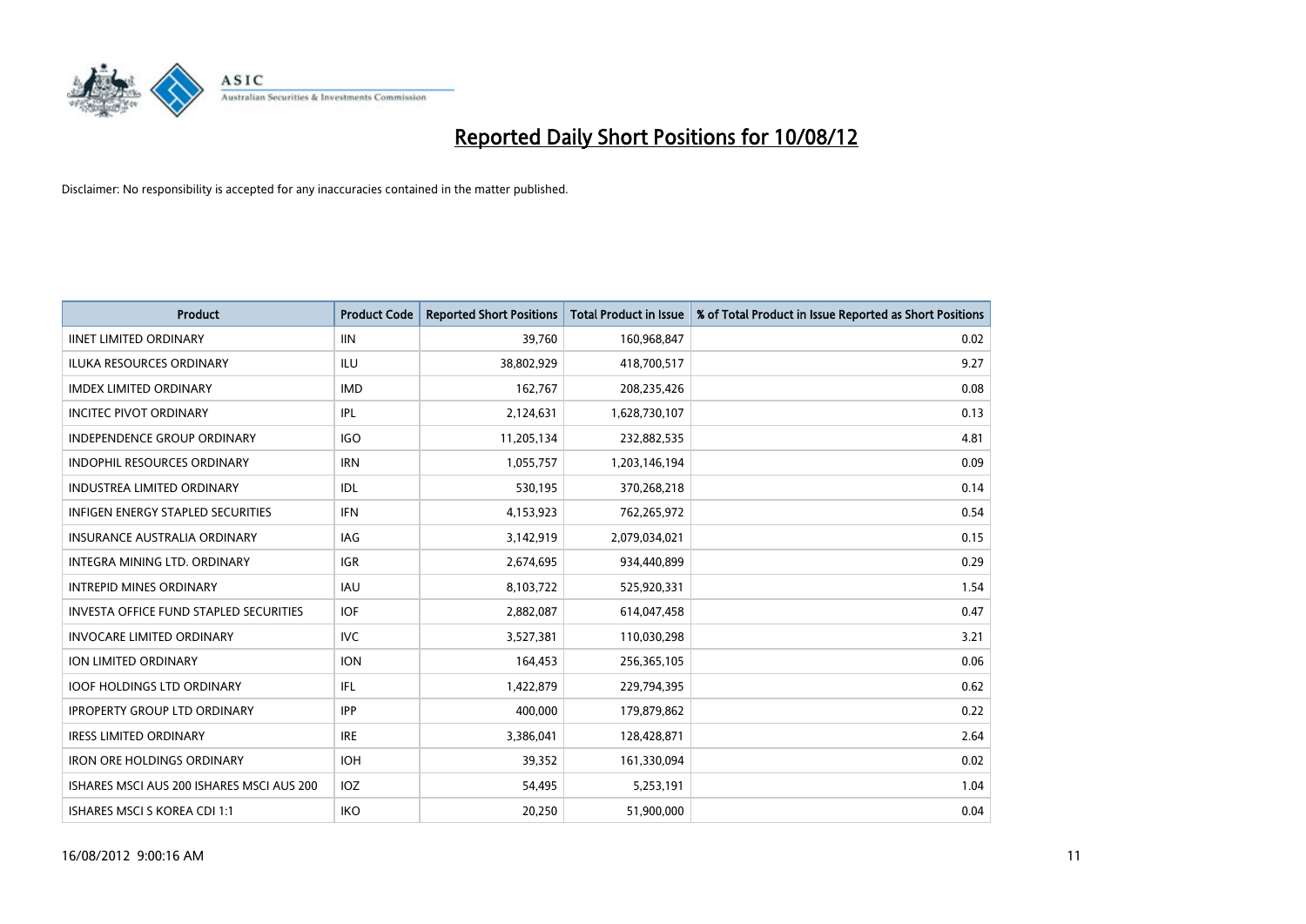# Reported Daily Short Positions for 10/08/12

Disclaimer: No responsibility is accepted for any inaccuracies contained in the matter published.

| Product | Product Code | Reported Short Positions | Total Product in Issue | % of Total Product in Issue Reported as Short Positions |
|---|---|---|---|---|
| IINET LIMITED ORDINARY | IIN | 39,760 | 160,968,847 | 0.02 |
| ILUKA RESOURCES ORDINARY | ILU | 38,802,929 | 418,700,517 | 9.27 |
| IMDEX LIMITED ORDINARY | IMD | 162,767 | 208,235,426 | 0.08 |
| INCITEC PIVOT ORDINARY | IPL | 2,124,631 | 1,628,730,107 | 0.13 |
| INDEPENDENCE GROUP ORDINARY | IGO | 11,205,134 | 232,882,535 | 4.81 |
| INDOPHIL RESOURCES ORDINARY | IRN | 1,055,757 | 1,203,146,194 | 0.09 |
| INDUSTREA LIMITED ORDINARY | IDL | 530,195 | 370,268,218 | 0.14 |
| INFIGEN ENERGY STAPLED SECURITIES | IFN | 4,153,923 | 762,265,972 | 0.54 |
| INSURANCE AUSTRALIA ORDINARY | IAG | 3,142,919 | 2,079,034,021 | 0.15 |
| INTEGRA MINING LTD. ORDINARY | IGR | 2,674,695 | 934,440,899 | 0.29 |
| INTREPID MINES ORDINARY | IAU | 8,103,722 | 525,920,331 | 1.54 |
| INVESTA OFFICE FUND STAPLED SECURITIES | IOF | 2,882,087 | 614,047,458 | 0.47 |
| INVOCARE LIMITED ORDINARY | IVC | 3,527,381 | 110,030,298 | 3.21 |
| ION LIMITED ORDINARY | ION | 164,453 | 256,365,105 | 0.06 |
| IOOF HOLDINGS LTD ORDINARY | IFL | 1,422,879 | 229,794,395 | 0.62 |
| IPROPERTY GROUP LTD ORDINARY | IPP | 400,000 | 179,879,862 | 0.22 |
| IRESS LIMITED ORDINARY | IRE | 3,386,041 | 128,428,871 | 2.64 |
| IRON ORE HOLDINGS ORDINARY | IOH | 39,352 | 161,330,094 | 0.02 |
| ISHARES MSCI AUS 200 ISHARES MSCI AUS 200 | IOZ | 54,495 | 5,253,191 | 1.04 |
| ISHARES MSCI S KOREA CDI 1:1 | IKO | 20,250 | 51,900,000 | 0.04 |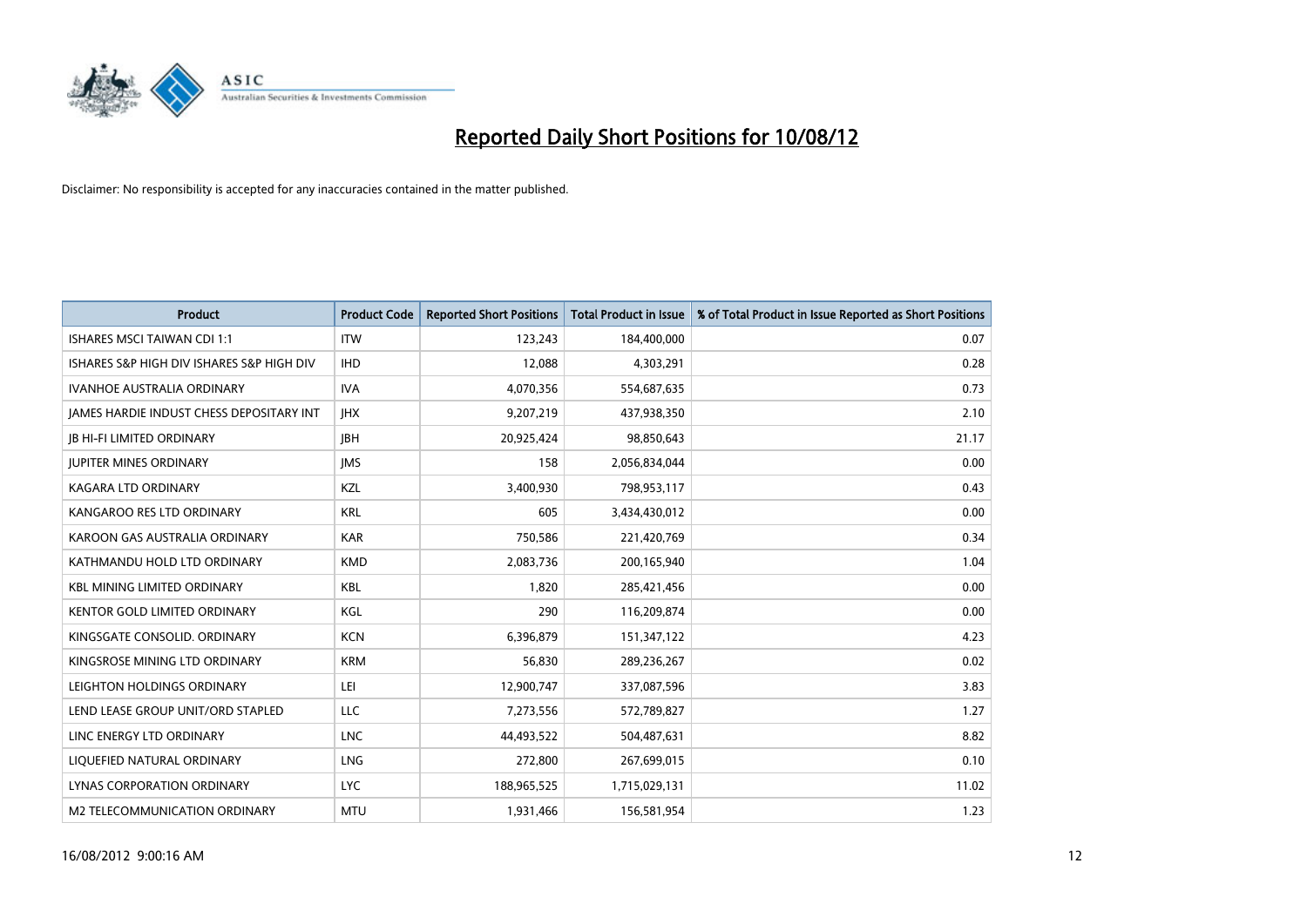# Reported Daily Short Positions for 10/08/12

Disclaimer: No responsibility is accepted for any inaccuracies contained in the matter published.

| Product | Product Code | Reported Short Positions | Total Product in Issue | % of Total Product in Issue Reported as Short Positions |
|---|---|---|---|---|
| ISHARES MSCI TAIWAN CDI 1:1 | ITW | 123,243 | 184,400,000 | 0.07 |
| ISHARES S&P HIGH DIV ISHARES S&P HIGH DIV | IHD | 12,088 | 4,303,291 | 0.28 |
| IVANHOE AUSTRALIA ORDINARY | IVA | 4,070,356 | 554,687,635 | 0.73 |
| JAMES HARDIE INDUST CHESS DEPOSITARY INT | JHX | 9,207,219 | 437,938,350 | 2.10 |
| JB HI-FI LIMITED ORDINARY | JBH | 20,925,424 | 98,850,643 | 21.17 |
| JUPITER MINES ORDINARY | JMS | 158 | 2,056,834,044 | 0.00 |
| KAGARA LTD ORDINARY | KZL | 3,400,930 | 798,953,117 | 0.43 |
| KANGAROO RES LTD ORDINARY | KRL | 605 | 3,434,430,012 | 0.00 |
| KAROON GAS AUSTRALIA ORDINARY | KAR | 750,586 | 221,420,769 | 0.34 |
| KATHMANDU HOLD LTD ORDINARY | KMD | 2,083,736 | 200,165,940 | 1.04 |
| KBL MINING LIMITED ORDINARY | KBL | 1,820 | 285,421,456 | 0.00 |
| KENTOR GOLD LIMITED ORDINARY | KGL | 290 | 116,209,874 | 0.00 |
| KINGSGATE CONSOLID. ORDINARY | KCN | 6,396,879 | 151,347,122 | 4.23 |
| KINGSROSE MINING LTD ORDINARY | KRM | 56,830 | 289,236,267 | 0.02 |
| LEIGHTON HOLDINGS ORDINARY | LEI | 12,900,747 | 337,087,596 | 3.83 |
| LEND LEASE GROUP UNIT/ORD STAPLED | LLC | 7,273,556 | 572,789,827 | 1.27 |
| LINC ENERGY LTD ORDINARY | LNC | 44,493,522 | 504,487,631 | 8.82 |
| LIQUEFIED NATURAL ORDINARY | LNG | 272,800 | 267,699,015 | 0.10 |
| LYNAS CORPORATION ORDINARY | LYC | 188,965,525 | 1,715,029,131 | 11.02 |
| M2 TELECOMMUNICATION ORDINARY | MTU | 1,931,466 | 156,581,954 | 1.23 |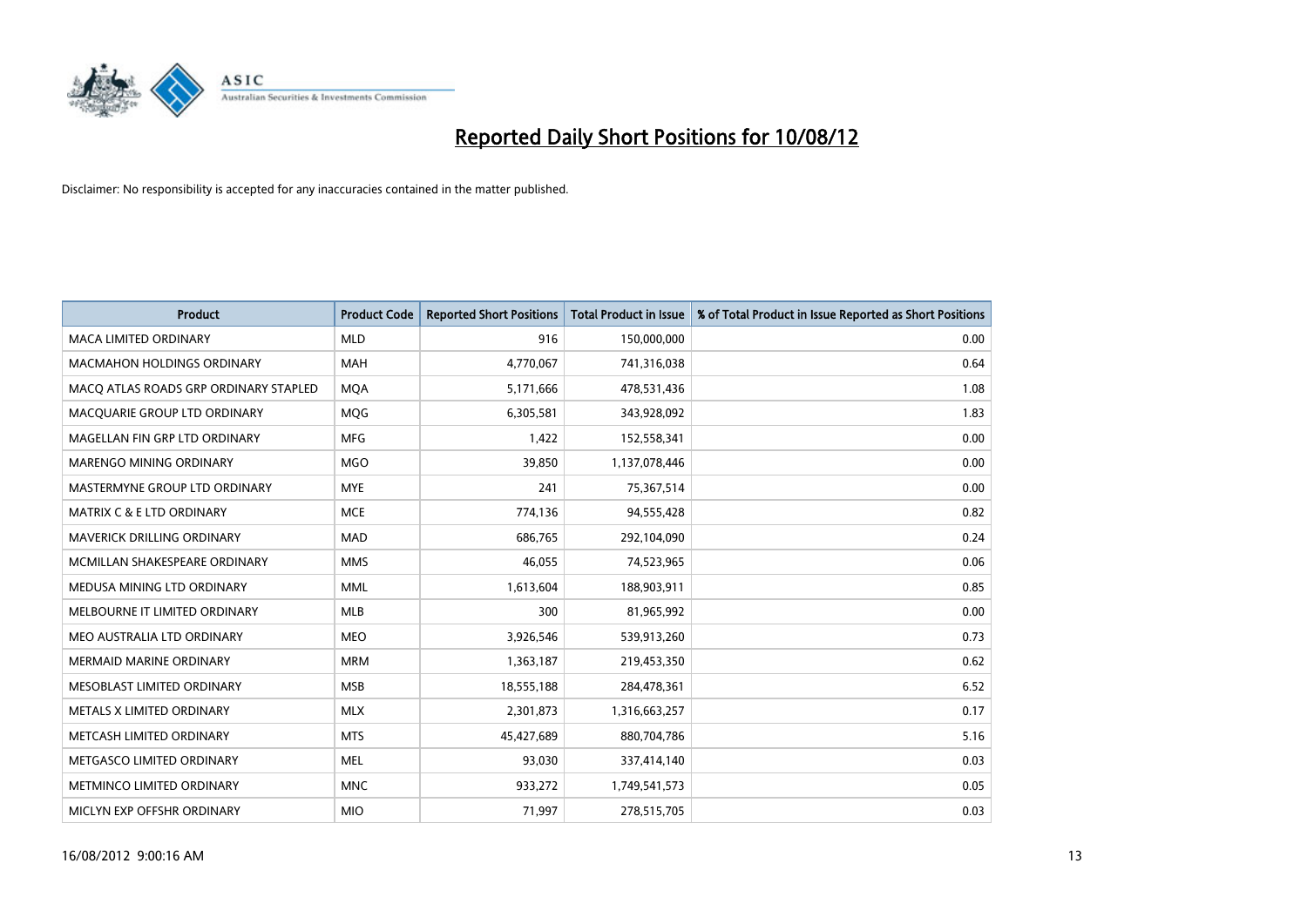# Reported Daily Short Positions for 10/08/12

Disclaimer: No responsibility is accepted for any inaccuracies contained in the matter published.

| Product | Product Code | Reported Short Positions | Total Product in Issue | % of Total Product in Issue Reported as Short Positions |
|---|---|---|---|---|
| MACA LIMITED ORDINARY | MLD | 916 | 150,000,000 | 0.00 |
| MACMAHON HOLDINGS ORDINARY | MAH | 4,770,067 | 741,316,038 | 0.64 |
| MACQ ATLAS ROADS GRP ORDINARY STAPLED | MQA | 5,171,666 | 478,531,436 | 1.08 |
| MACQUARIE GROUP LTD ORDINARY | MQG | 6,305,581 | 343,928,092 | 1.83 |
| MAGELLAN FIN GRP LTD ORDINARY | MFG | 1,422 | 152,558,341 | 0.00 |
| MARENGO MINING ORDINARY | MGO | 39,850 | 1,137,078,446 | 0.00 |
| MASTERMYNE GROUP LTD ORDINARY | MYE | 241 | 75,367,514 | 0.00 |
| MATRIX C & E LTD ORDINARY | MCE | 774,136 | 94,555,428 | 0.82 |
| MAVERICK DRILLING ORDINARY | MAD | 686,765 | 292,104,090 | 0.24 |
| MCMILLAN SHAKESPEARE ORDINARY | MMS | 46,055 | 74,523,965 | 0.06 |
| MEDUSA MINING LTD ORDINARY | MML | 1,613,604 | 188,903,911 | 0.85 |
| MELBOURNE IT LIMITED ORDINARY | MLB | 300 | 81,965,992 | 0.00 |
| MEO AUSTRALIA LTD ORDINARY | MEO | 3,926,546 | 539,913,260 | 0.73 |
| MERMAID MARINE ORDINARY | MRM | 1,363,187 | 219,453,350 | 0.62 |
| MESOBLAST LIMITED ORDINARY | MSB | 18,555,188 | 284,478,361 | 6.52 |
| METALS X LIMITED ORDINARY | MLX | 2,301,873 | 1,316,663,257 | 0.17 |
| METCASH LIMITED ORDINARY | MTS | 45,427,689 | 880,704,786 | 5.16 |
| METGASCO LIMITED ORDINARY | MEL | 93,030 | 337,414,140 | 0.03 |
| METMINCO LIMITED ORDINARY | MNC | 933,272 | 1,749,541,573 | 0.05 |
| MICLYN EXP OFFSHR ORDINARY | MIO | 71,997 | 278,515,705 | 0.03 |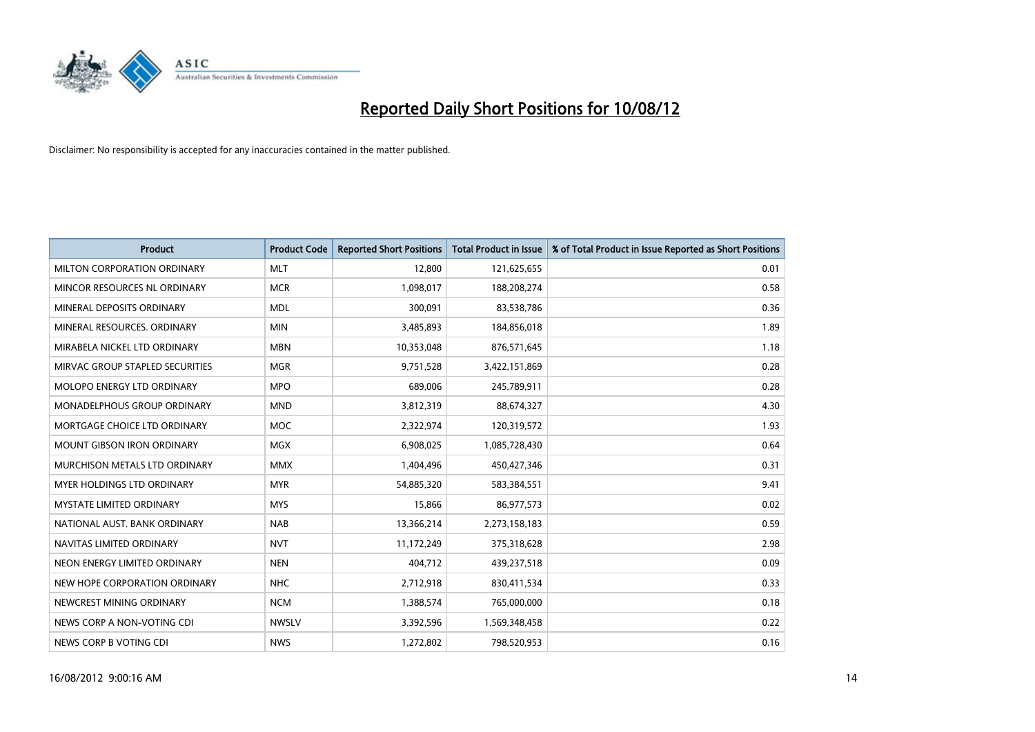# Reported Daily Short Positions for 10/08/12

Disclaimer: No responsibility is accepted for any inaccuracies contained in the matter published.

| Product | Product Code | Reported Short Positions | Total Product in Issue | % of Total Product in Issue Reported as Short Positions |
| --- | --- | --- | --- | --- |
| MILTON CORPORATION ORDINARY | MLT | 12,800 | 121,625,655 | 0.01 |
| MINCOR RESOURCES NL ORDINARY | MCR | 1,098,017 | 188,208,274 | 0.58 |
| MINERAL DEPOSITS ORDINARY | MDL | 300,091 | 83,538,786 | 0.36 |
| MINERAL RESOURCES. ORDINARY | MIN | 3,485,893 | 184,856,018 | 1.89 |
| MIRABELA NICKEL LTD ORDINARY | MBN | 10,353,048 | 876,571,645 | 1.18 |
| MIRVAC GROUP STAPLED SECURITIES | MGR | 9,751,528 | 3,422,151,869 | 0.28 |
| MOLOPO ENERGY LTD ORDINARY | MPO | 689,006 | 245,789,911 | 0.28 |
| MONADELPHOUS GROUP ORDINARY | MND | 3,812,319 | 88,674,327 | 4.30 |
| MORTGAGE CHOICE LTD ORDINARY | MOC | 2,322,974 | 120,319,572 | 1.93 |
| MOUNT GIBSON IRON ORDINARY | MGX | 6,908,025 | 1,085,728,430 | 0.64 |
| MURCHISON METALS LTD ORDINARY | MMX | 1,404,496 | 450,427,346 | 0.31 |
| MYER HOLDINGS LTD ORDINARY | MYR | 54,885,320 | 583,384,551 | 9.41 |
| MYSTATE LIMITED ORDINARY | MYS | 15,866 | 86,977,573 | 0.02 |
| NATIONAL AUST. BANK ORDINARY | NAB | 13,366,214 | 2,273,158,183 | 0.59 |
| NAVITAS LIMITED ORDINARY | NVT | 11,172,249 | 375,318,628 | 2.98 |
| NEON ENERGY LIMITED ORDINARY | NEN | 404,712 | 439,237,518 | 0.09 |
| NEW HOPE CORPORATION ORDINARY | NHC | 2,712,918 | 830,411,534 | 0.33 |
| NEWCREST MINING ORDINARY | NCM | 1,388,574 | 765,000,000 | 0.18 |
| NEWS CORP A NON-VOTING CDI | NWSLV | 3,392,596 | 1,569,348,458 | 0.22 |
| NEWS CORP B VOTING CDI | NWS | 1,272,802 | 798,520,953 | 0.16 |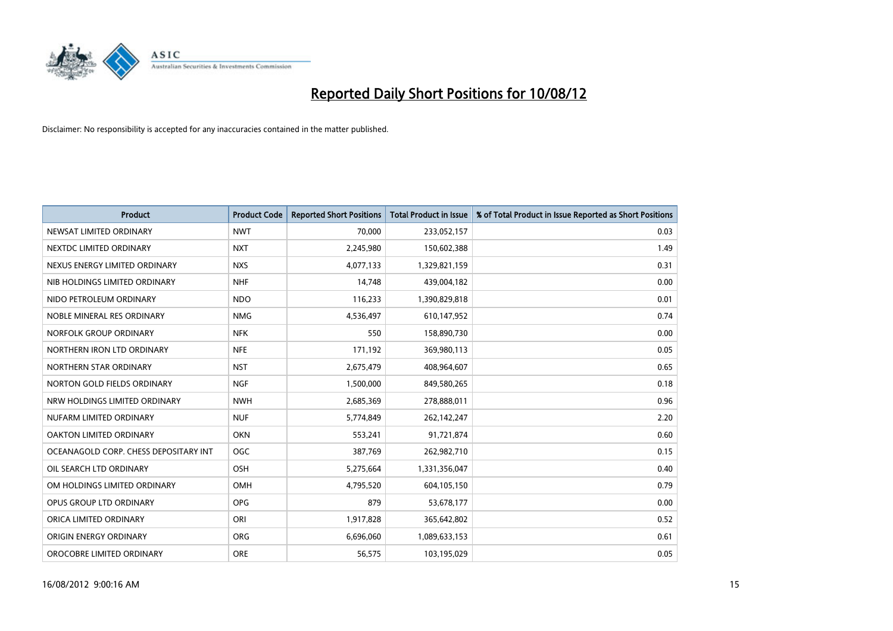# Reported Daily Short Positions for 10/08/12

Disclaimer: No responsibility is accepted for any inaccuracies contained in the matter published.

| Product | Product Code | Reported Short Positions | Total Product in Issue | % of Total Product in Issue Reported as Short Positions |
|---|---|---|---|---|
| NEWSAT LIMITED ORDINARY | NWT | 70,000 | 233,052,157 | 0.03 |
| NEXTDC LIMITED ORDINARY | NXT | 2,245,980 | 150,602,388 | 1.49 |
| NEXUS ENERGY LIMITED ORDINARY | NXS | 4,077,133 | 1,329,821,159 | 0.31 |
| NIB HOLDINGS LIMITED ORDINARY | NHF | 14,748 | 439,004,182 | 0.00 |
| NIDO PETROLEUM ORDINARY | NDO | 116,233 | 1,390,829,818 | 0.01 |
| NOBLE MINERAL RES ORDINARY | NMG | 4,536,497 | 610,147,952 | 0.74 |
| NORFOLK GROUP ORDINARY | NFK | 550 | 158,890,730 | 0.00 |
| NORTHERN IRON LTD ORDINARY | NFE | 171,192 | 369,980,113 | 0.05 |
| NORTHERN STAR ORDINARY | NST | 2,675,479 | 408,964,607 | 0.65 |
| NORTON GOLD FIELDS ORDINARY | NGF | 1,500,000 | 849,580,265 | 0.18 |
| NRW HOLDINGS LIMITED ORDINARY | NWH | 2,685,369 | 278,888,011 | 0.96 |
| NUFARM LIMITED ORDINARY | NUF | 5,774,849 | 262,142,247 | 2.20 |
| OAKTON LIMITED ORDINARY | OKN | 553,241 | 91,721,874 | 0.60 |
| OCEANAGOLD CORP. CHESS DEPOSITARY INT | OGC | 387,769 | 262,982,710 | 0.15 |
| OIL SEARCH LTD ORDINARY | OSH | 5,275,664 | 1,331,356,047 | 0.40 |
| OM HOLDINGS LIMITED ORDINARY | OMH | 4,795,520 | 604,105,150 | 0.79 |
| OPUS GROUP LTD ORDINARY | OPG | 879 | 53,678,177 | 0.00 |
| ORICA LIMITED ORDINARY | ORI | 1,917,828 | 365,642,802 | 0.52 |
| ORIGIN ENERGY ORDINARY | ORG | 6,696,060 | 1,089,633,153 | 0.61 |
| OROCOBRE LIMITED ORDINARY | ORE | 56,575 | 103,195,029 | 0.05 |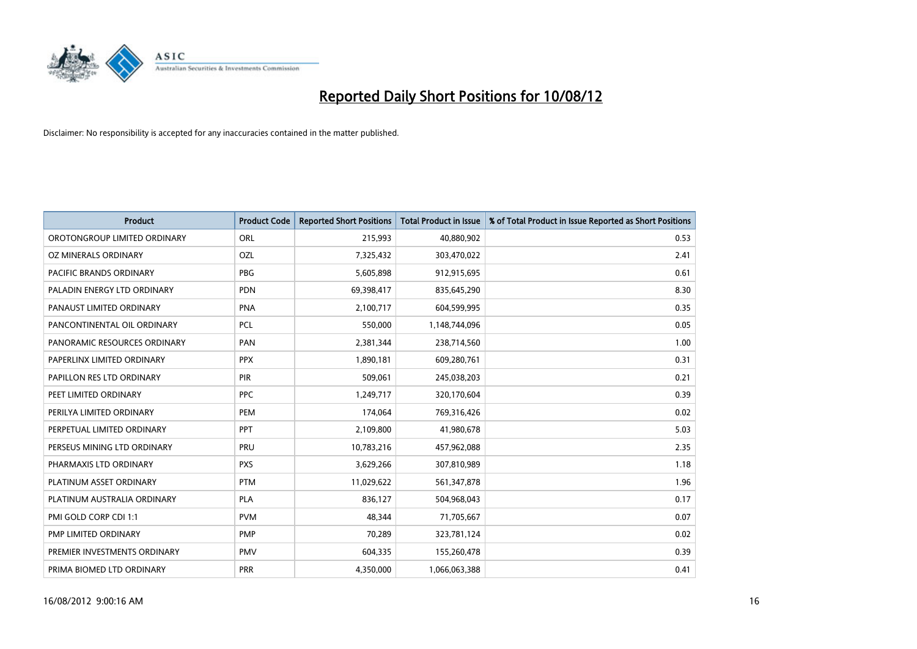# Reported Daily Short Positions for 10/08/12

Disclaimer: No responsibility is accepted for any inaccuracies contained in the matter published.

| Product | Product Code | Reported Short Positions | Total Product in Issue | % of Total Product in Issue Reported as Short Positions |
|---|---|---|---|---|
| OROTONGROUP LIMITED ORDINARY | ORL | 215,993 | 40,880,902 | 0.53 |
| OZ MINERALS ORDINARY | OZL | 7,325,432 | 303,470,022 | 2.41 |
| PACIFIC BRANDS ORDINARY | PBG | 5,605,898 | 912,915,695 | 0.61 |
| PALADIN ENERGY LTD ORDINARY | PDN | 69,398,417 | 835,645,290 | 8.30 |
| PANAUST LIMITED ORDINARY | PNA | 2,100,717 | 604,599,995 | 0.35 |
| PANCONTINENTAL OIL ORDINARY | PCL | 550,000 | 1,148,744,096 | 0.05 |
| PANORAMIC RESOURCES ORDINARY | PAN | 2,381,344 | 238,714,560 | 1.00 |
| PAPERLINX LIMITED ORDINARY | PPX | 1,890,181 | 609,280,761 | 0.31 |
| PAPILLON RES LTD ORDINARY | PIR | 509,061 | 245,038,203 | 0.21 |
| PEET LIMITED ORDINARY | PPC | 1,249,717 | 320,170,604 | 0.39 |
| PERILYA LIMITED ORDINARY | PEM | 174,064 | 769,316,426 | 0.02 |
| PERPETUAL LIMITED ORDINARY | PPT | 2,109,800 | 41,980,678 | 5.03 |
| PERSEUS MINING LTD ORDINARY | PRU | 10,783,216 | 457,962,088 | 2.35 |
| PHARMAXIS LTD ORDINARY | PXS | 3,629,266 | 307,810,989 | 1.18 |
| PLATINUM ASSET ORDINARY | PTM | 11,029,622 | 561,347,878 | 1.96 |
| PLATINUM AUSTRALIA ORDINARY | PLA | 836,127 | 504,968,043 | 0.17 |
| PMI GOLD CORP CDI 1:1 | PVM | 48,344 | 71,705,667 | 0.07 |
| PMP LIMITED ORDINARY | PMP | 70,289 | 323,781,124 | 0.02 |
| PREMIER INVESTMENTS ORDINARY | PMV | 604,335 | 155,260,478 | 0.39 |
| PRIMA BIOMED LTD ORDINARY | PRR | 4,350,000 | 1,066,063,388 | 0.41 |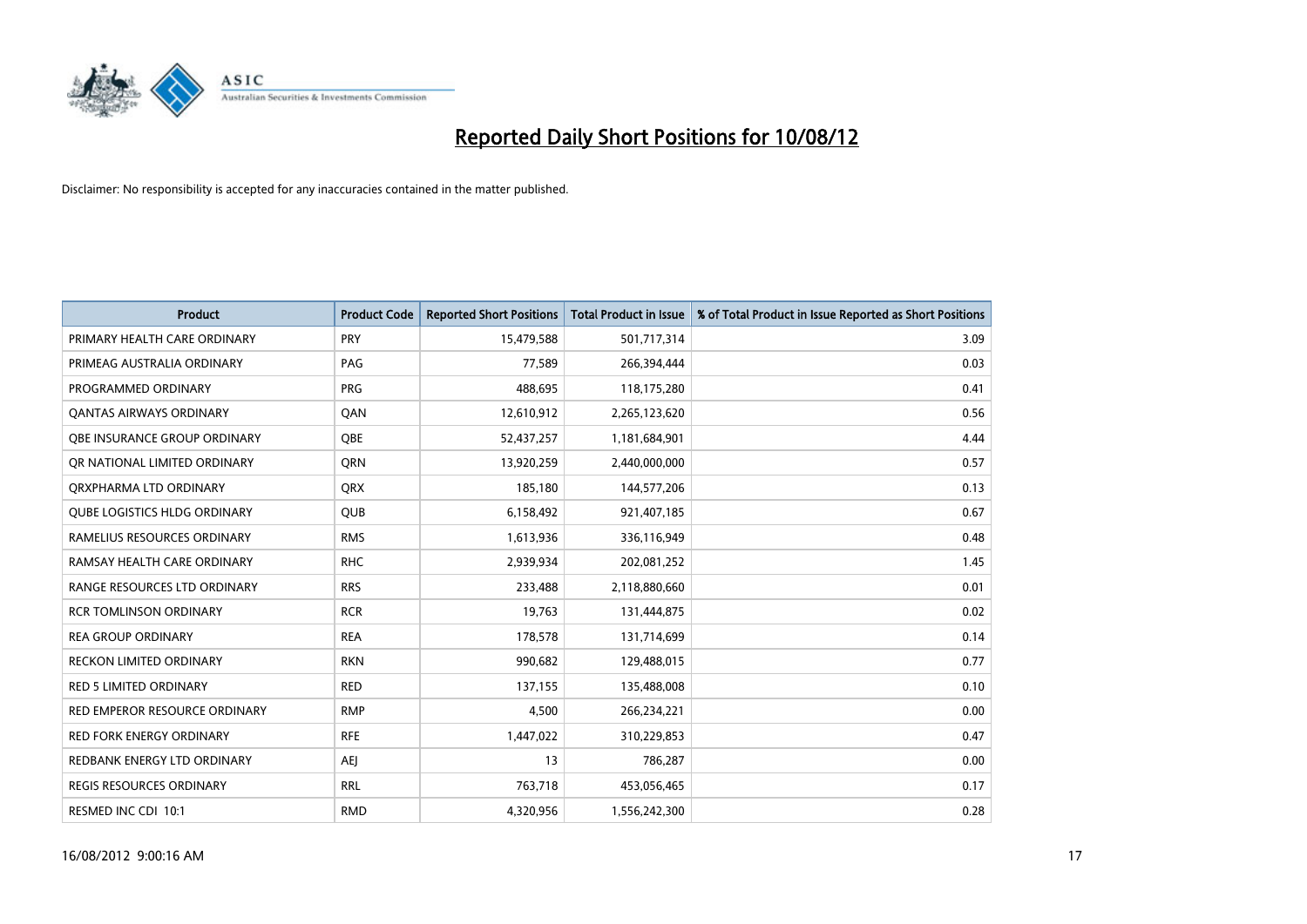# Reported Daily Short Positions for 10/08/12

Disclaimer: No responsibility is accepted for any inaccuracies contained in the matter published.

| Product | Product Code | Reported Short Positions | Total Product in Issue | % of Total Product in Issue Reported as Short Positions |
|---|---|---|---|---|
| PRIMARY HEALTH CARE ORDINARY | PRY | 15,479,588 | 501,717,314 | 3.09 |
| PRIMEAG AUSTRALIA ORDINARY | PAG | 77,589 | 266,394,444 | 0.03 |
| PROGRAMMED ORDINARY | PRG | 488,695 | 118,175,280 | 0.41 |
| QANTAS AIRWAYS ORDINARY | QAN | 12,610,912 | 2,265,123,620 | 0.56 |
| QBE INSURANCE GROUP ORDINARY | QBE | 52,437,257 | 1,181,684,901 | 4.44 |
| QR NATIONAL LIMITED ORDINARY | QRN | 13,920,259 | 2,440,000,000 | 0.57 |
| QRXPHARMA LTD ORDINARY | QRX | 185,180 | 144,577,206 | 0.13 |
| QUBE LOGISTICS HLDG ORDINARY | QUB | 6,158,492 | 921,407,185 | 0.67 |
| RAMELIUS RESOURCES ORDINARY | RMS | 1,613,936 | 336,116,949 | 0.48 |
| RAMSAY HEALTH CARE ORDINARY | RHC | 2,939,934 | 202,081,252 | 1.45 |
| RANGE RESOURCES LTD ORDINARY | RRS | 233,488 | 2,118,880,660 | 0.01 |
| RCR TOMLINSON ORDINARY | RCR | 19,763 | 131,444,875 | 0.02 |
| REA GROUP ORDINARY | REA | 178,578 | 131,714,699 | 0.14 |
| RECKON LIMITED ORDINARY | RKN | 990,682 | 129,488,015 | 0.77 |
| RED 5 LIMITED ORDINARY | RED | 137,155 | 135,488,008 | 0.10 |
| RED EMPEROR RESOURCE ORDINARY | RMP | 4,500 | 266,234,221 | 0.00 |
| RED FORK ENERGY ORDINARY | RFE | 1,447,022 | 310,229,853 | 0.47 |
| REDBANK ENERGY LTD ORDINARY | AEJ | 13 | 786,287 | 0.00 |
| REGIS RESOURCES ORDINARY | RRL | 763,718 | 453,056,465 | 0.17 |
| RESMED INC CDI 10:1 | RMD | 4,320,956 | 1,556,242,300 | 0.28 |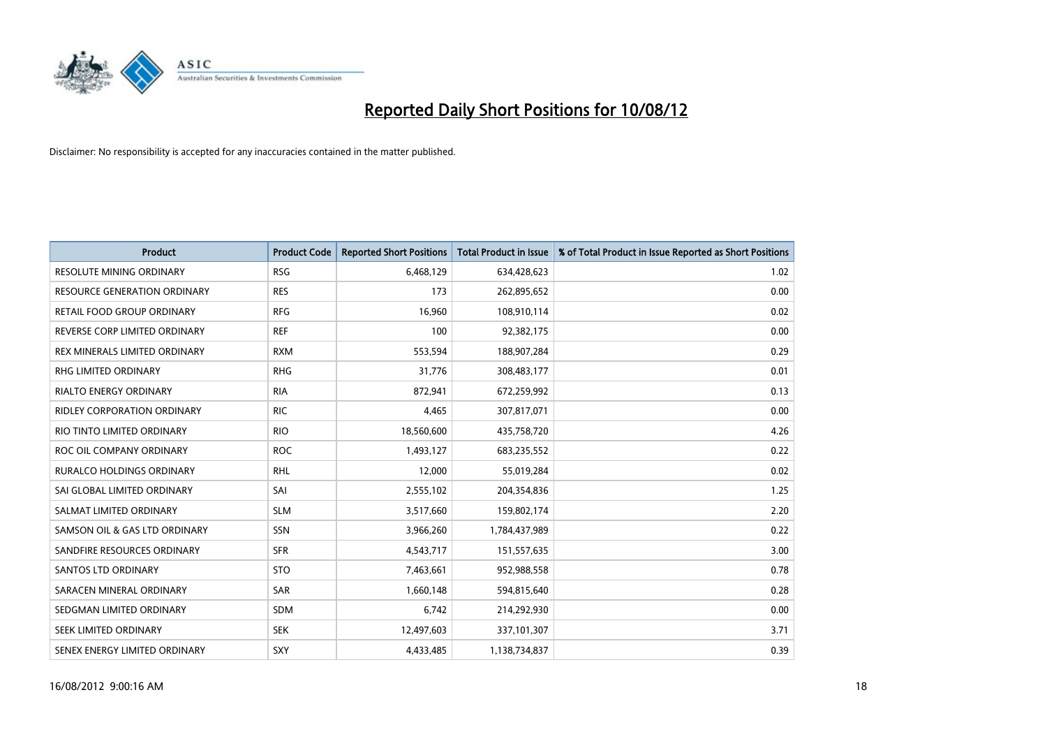# Reported Daily Short Positions for 10/08/12

Disclaimer: No responsibility is accepted for any inaccuracies contained in the matter published.

| Product | Product Code | Reported Short Positions | Total Product in Issue | % of Total Product in Issue Reported as Short Positions |
|---|---|---|---|---|
| RESOLUTE MINING ORDINARY | RSG | 6,468,129 | 634,428,623 | 1.02 |
| RESOURCE GENERATION ORDINARY | RES | 173 | 262,895,652 | 0.00 |
| RETAIL FOOD GROUP ORDINARY | RFG | 16,960 | 108,910,114 | 0.02 |
| REVERSE CORP LIMITED ORDINARY | REF | 100 | 92,382,175 | 0.00 |
| REX MINERALS LIMITED ORDINARY | RXM | 553,594 | 188,907,284 | 0.29 |
| RHG LIMITED ORDINARY | RHG | 31,776 | 308,483,177 | 0.01 |
| RIALTO ENERGY ORDINARY | RIA | 872,941 | 672,259,992 | 0.13 |
| RIDLEY CORPORATION ORDINARY | RIC | 4,465 | 307,817,071 | 0.00 |
| RIO TINTO LIMITED ORDINARY | RIO | 18,560,600 | 435,758,720 | 4.26 |
| ROC OIL COMPANY ORDINARY | ROC | 1,493,127 | 683,235,552 | 0.22 |
| RURALCO HOLDINGS ORDINARY | RHL | 12,000 | 55,019,284 | 0.02 |
| SAI GLOBAL LIMITED ORDINARY | SAI | 2,555,102 | 204,354,836 | 1.25 |
| SALMAT LIMITED ORDINARY | SLM | 3,517,660 | 159,802,174 | 2.20 |
| SAMSON OIL & GAS LTD ORDINARY | SSN | 3,966,260 | 1,784,437,989 | 0.22 |
| SANDFIRE RESOURCES ORDINARY | SFR | 4,543,717 | 151,557,635 | 3.00 |
| SANTOS LTD ORDINARY | STO | 7,463,661 | 952,988,558 | 0.78 |
| SARACEN MINERAL ORDINARY | SAR | 1,660,148 | 594,815,640 | 0.28 |
| SEDGMAN LIMITED ORDINARY | SDM | 6,742 | 214,292,930 | 0.00 |
| SEEK LIMITED ORDINARY | SEK | 12,497,603 | 337,101,307 | 3.71 |
| SENEX ENERGY LIMITED ORDINARY | SXY | 4,433,485 | 1,138,734,837 | 0.39 |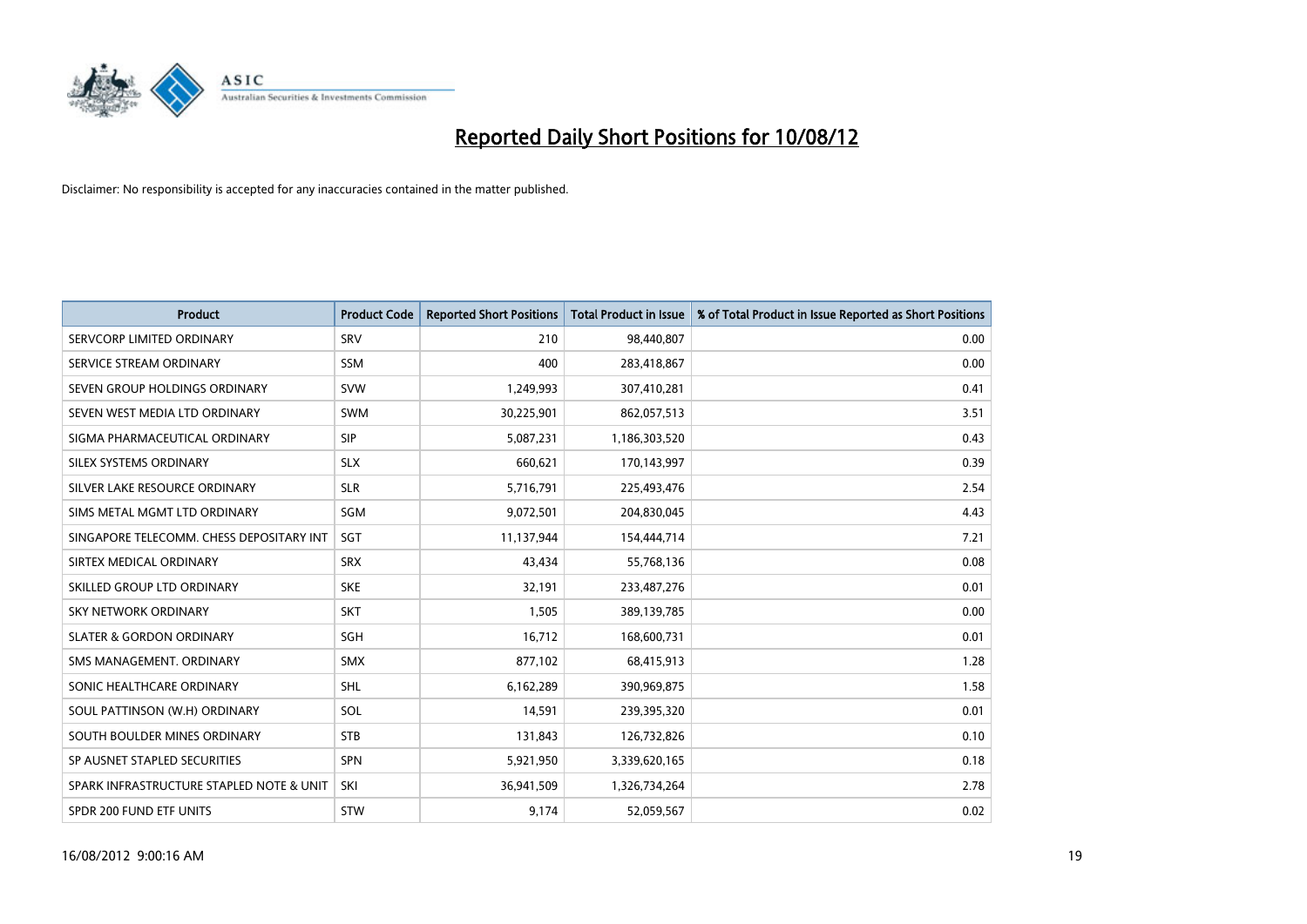# Reported Daily Short Positions for 10/08/12

Disclaimer: No responsibility is accepted for any inaccuracies contained in the matter published.

| Product | Product Code | Reported Short Positions | Total Product in Issue | % of Total Product in Issue Reported as Short Positions |
|---|---|---|---|---|
| SERVCORP LIMITED ORDINARY | SRV | 210 | 98,440,807 | 0.00 |
| SERVICE STREAM ORDINARY | SSM | 400 | 283,418,867 | 0.00 |
| SEVEN GROUP HOLDINGS ORDINARY | SVW | 1,249,993 | 307,410,281 | 0.41 |
| SEVEN WEST MEDIA LTD ORDINARY | SWM | 30,225,901 | 862,057,513 | 3.51 |
| SIGMA PHARMACEUTICAL ORDINARY | SIP | 5,087,231 | 1,186,303,520 | 0.43 |
| SILEX SYSTEMS ORDINARY | SLX | 660,621 | 170,143,997 | 0.39 |
| SILVER LAKE RESOURCE ORDINARY | SLR | 5,716,791 | 225,493,476 | 2.54 |
| SIMS METAL MGMT LTD ORDINARY | SGM | 9,072,501 | 204,830,045 | 4.43 |
| SINGAPORE TELECOMM. CHESS DEPOSITARY INT | SGT | 11,137,944 | 154,444,714 | 7.21 |
| SIRTEX MEDICAL ORDINARY | SRX | 43,434 | 55,768,136 | 0.08 |
| SKILLED GROUP LTD ORDINARY | SKE | 32,191 | 233,487,276 | 0.01 |
| SKY NETWORK ORDINARY | SKT | 1,505 | 389,139,785 | 0.00 |
| SLATER & GORDON ORDINARY | SGH | 16,712 | 168,600,731 | 0.01 |
| SMS MANAGEMENT. ORDINARY | SMX | 877,102 | 68,415,913 | 1.28 |
| SONIC HEALTHCARE ORDINARY | SHL | 6,162,289 | 390,969,875 | 1.58 |
| SOUL PATTINSON (W.H) ORDINARY | SOL | 14,591 | 239,395,320 | 0.01 |
| SOUTH BOULDER MINES ORDINARY | STB | 131,843 | 126,732,826 | 0.10 |
| SP AUSNET STAPLED SECURITIES | SPN | 5,921,950 | 3,339,620,165 | 0.18 |
| SPARK INFRASTRUCTURE STAPLED NOTE & UNIT | SKI | 36,941,509 | 1,326,734,264 | 2.78 |
| SPDR 200 FUND ETF UNITS | STW | 9,174 | 52,059,567 | 0.02 |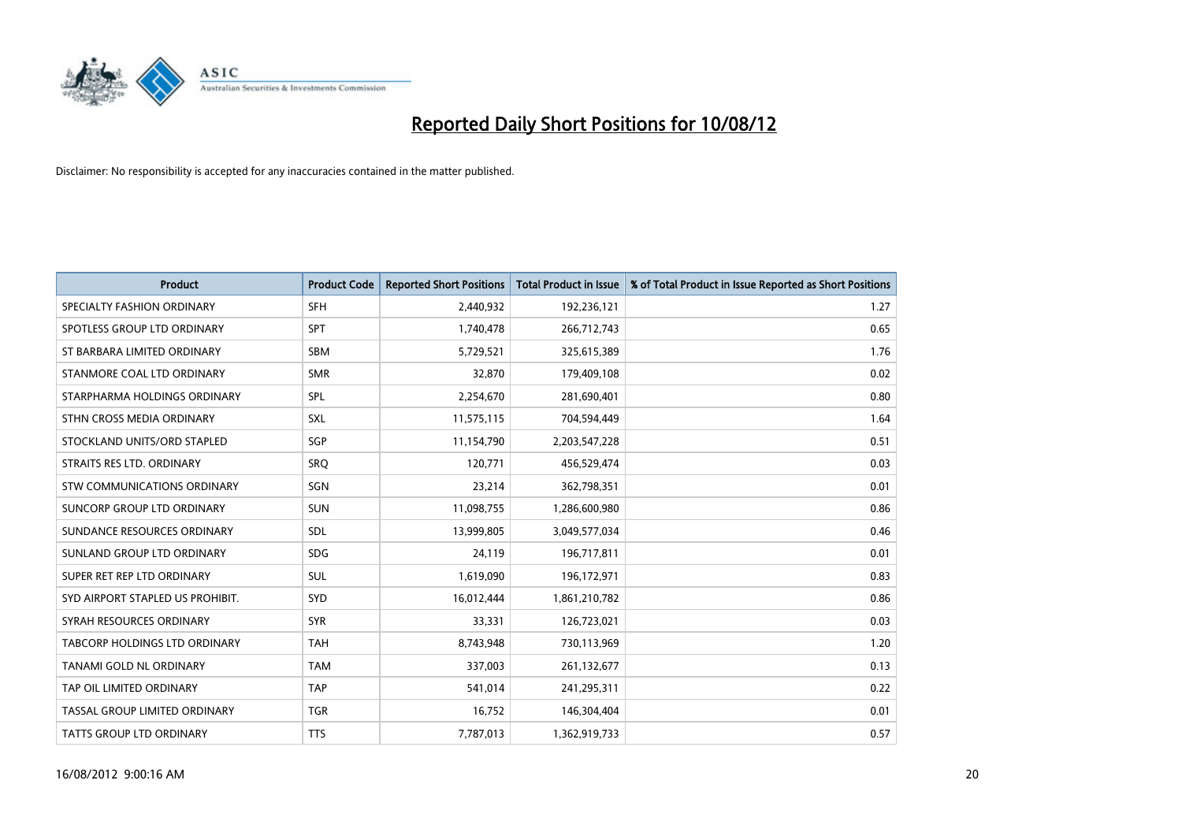# Reported Daily Short Positions for 10/08/12

Disclaimer: No responsibility is accepted for any inaccuracies contained in the matter published.

| Product | Product Code | Reported Short Positions | Total Product in Issue | % of Total Product in Issue Reported as Short Positions |
| --- | --- | --- | --- | --- |
| SPECIALTY FASHION ORDINARY | SFH | 2,440,932 | 192,236,121 | 1.27 |
| SPOTLESS GROUP LTD ORDINARY | SPT | 1,740,478 | 266,712,743 | 0.65 |
| ST BARBARA LIMITED ORDINARY | SBM | 5,729,521 | 325,615,389 | 1.76 |
| STANMORE COAL LTD ORDINARY | SMR | 32,870 | 179,409,108 | 0.02 |
| STARPHARMA HOLDINGS ORDINARY | SPL | 2,254,670 | 281,690,401 | 0.80 |
| STHN CROSS MEDIA ORDINARY | SXL | 11,575,115 | 704,594,449 | 1.64 |
| STOCKLAND UNITS/ORD STAPLED | SGP | 11,154,790 | 2,203,547,228 | 0.51 |
| STRAITS RES LTD. ORDINARY | SRQ | 120,771 | 456,529,474 | 0.03 |
| STW COMMUNICATIONS ORDINARY | SGN | 23,214 | 362,798,351 | 0.01 |
| SUNCORP GROUP LTD ORDINARY | SUN | 11,098,755 | 1,286,600,980 | 0.86 |
| SUNDANCE RESOURCES ORDINARY | SDL | 13,999,805 | 3,049,577,034 | 0.46 |
| SUNLAND GROUP LTD ORDINARY | SDG | 24,119 | 196,717,811 | 0.01 |
| SUPER RET REP LTD ORDINARY | SUL | 1,619,090 | 196,172,971 | 0.83 |
| SYD AIRPORT STAPLED US PROHIBIT. | SYD | 16,012,444 | 1,861,210,782 | 0.86 |
| SYRAH RESOURCES ORDINARY | SYR | 33,331 | 126,723,021 | 0.03 |
| TABCORP HOLDINGS LTD ORDINARY | TAH | 8,743,948 | 730,113,969 | 1.20 |
| TANAMI GOLD NL ORDINARY | TAM | 337,003 | 261,132,677 | 0.13 |
| TAP OIL LIMITED ORDINARY | TAP | 541,014 | 241,295,311 | 0.22 |
| TASSAL GROUP LIMITED ORDINARY | TGR | 16,752 | 146,304,404 | 0.01 |
| TATTS GROUP LTD ORDINARY | TTS | 7,787,013 | 1,362,919,733 | 0.57 |

16/08/2012 9:00:16 AM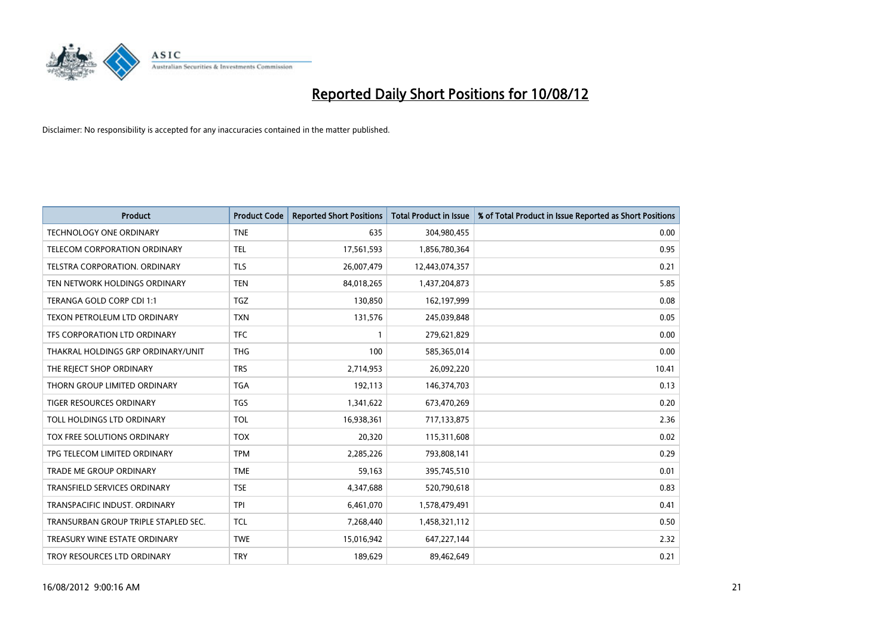# Reported Daily Short Positions for 10/08/12

Disclaimer: No responsibility is accepted for any inaccuracies contained in the matter published.

| Product | Product Code | Reported Short Positions | Total Product in Issue | % of Total Product in Issue Reported as Short Positions |
|---|---|---|---|---|
| TECHNOLOGY ONE ORDINARY | TNE | 635 | 304,980,455 | 0.00 |
| TELECOM CORPORATION ORDINARY | TEL | 17,561,593 | 1,856,780,364 | 0.95 |
| TELSTRA CORPORATION. ORDINARY | TLS | 26,007,479 | 12,443,074,357 | 0.21 |
| TEN NETWORK HOLDINGS ORDINARY | TEN | 84,018,265 | 1,437,204,873 | 5.85 |
| TERANGA GOLD CORP CDI 1:1 | TGZ | 130,850 | 162,197,999 | 0.08 |
| TEXON PETROLEUM LTD ORDINARY | TXN | 131,576 | 245,039,848 | 0.05 |
| TFS CORPORATION LTD ORDINARY | TFC | 1 | 279,621,829 | 0.00 |
| THAKRAL HOLDINGS GRP ORDINARY/UNIT | THG | 100 | 585,365,014 | 0.00 |
| THE REJECT SHOP ORDINARY | TRS | 2,714,953 | 26,092,220 | 10.41 |
| THORN GROUP LIMITED ORDINARY | TGA | 192,113 | 146,374,703 | 0.13 |
| TIGER RESOURCES ORDINARY | TGS | 1,341,622 | 673,470,269 | 0.20 |
| TOLL HOLDINGS LTD ORDINARY | TOL | 16,938,361 | 717,133,875 | 2.36 |
| TOX FREE SOLUTIONS ORDINARY | TOX | 20,320 | 115,311,608 | 0.02 |
| TPG TELECOM LIMITED ORDINARY | TPM | 2,285,226 | 793,808,141 | 0.29 |
| TRADE ME GROUP ORDINARY | TME | 59,163 | 395,745,510 | 0.01 |
| TRANSFIELD SERVICES ORDINARY | TSE | 4,347,688 | 520,790,618 | 0.83 |
| TRANSPACIFIC INDUST. ORDINARY | TPI | 6,461,070 | 1,578,479,491 | 0.41 |
| TRANSURBAN GROUP TRIPLE STAPLED SEC. | TCL | 7,268,440 | 1,458,321,112 | 0.50 |
| TREASURY WINE ESTATE ORDINARY | TWE | 15,016,942 | 647,227,144 | 2.32 |
| TROY RESOURCES LTD ORDINARY | TRY | 189,629 | 89,462,649 | 0.21 |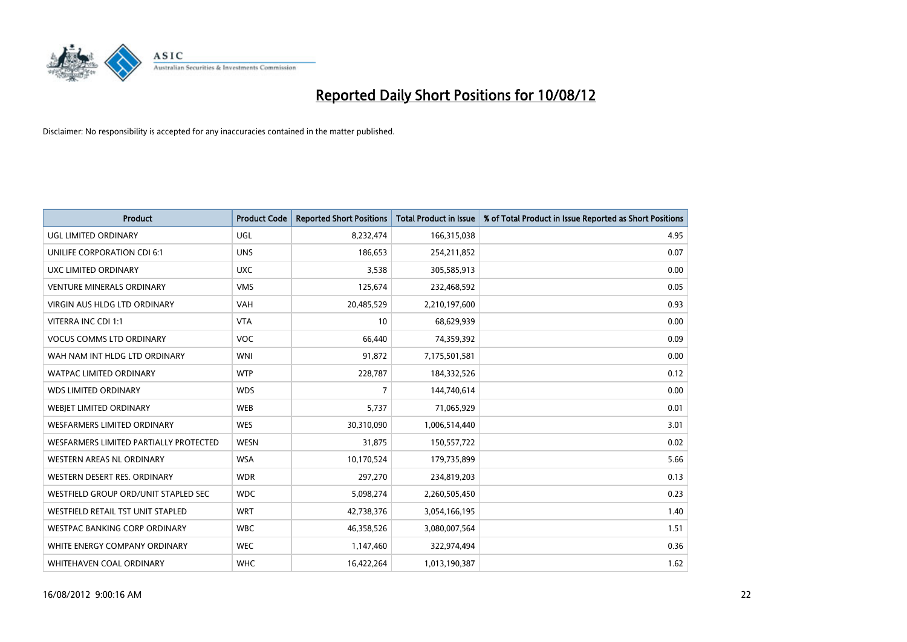# Reported Daily Short Positions for 10/08/12

Disclaimer: No responsibility is accepted for any inaccuracies contained in the matter published.

| Product | Product Code | Reported Short Positions | Total Product in Issue | % of Total Product in Issue Reported as Short Positions |
|---|---|---|---|---|
| UGL LIMITED ORDINARY | UGL | 8,232,474 | 166,315,038 | 4.95 |
| UNILIFE CORPORATION CDI 6:1 | UNS | 186,653 | 254,211,852 | 0.07 |
| UXC LIMITED ORDINARY | UXC | 3,538 | 305,585,913 | 0.00 |
| VENTURE MINERALS ORDINARY | VMS | 125,674 | 232,468,592 | 0.05 |
| VIRGIN AUS HLDG LTD ORDINARY | VAH | 20,485,529 | 2,210,197,600 | 0.93 |
| VITERRA INC CDI 1:1 | VTA | 10 | 68,629,939 | 0.00 |
| VOCUS COMMS LTD ORDINARY | VOC | 66,440 | 74,359,392 | 0.09 |
| WAH NAM INT HLDG LTD ORDINARY | WNI | 91,872 | 7,175,501,581 | 0.00 |
| WATPAC LIMITED ORDINARY | WTP | 228,787 | 184,332,526 | 0.12 |
| WDS LIMITED ORDINARY | WDS | 7 | 144,740,614 | 0.00 |
| WEBJET LIMITED ORDINARY | WEB | 5,737 | 71,065,929 | 0.01 |
| WESFARMERS LIMITED ORDINARY | WES | 30,310,090 | 1,006,514,440 | 3.01 |
| WESFARMERS LIMITED PARTIALLY PROTECTED | WESN | 31,875 | 150,557,722 | 0.02 |
| WESTERN AREAS NL ORDINARY | WSA | 10,170,524 | 179,735,899 | 5.66 |
| WESTERN DESERT RES. ORDINARY | WDR | 297,270 | 234,819,203 | 0.13 |
| WESTFIELD GROUP ORD/UNIT STAPLED SEC | WDC | 5,098,274 | 2,260,505,450 | 0.23 |
| WESTFIELD RETAIL TST UNIT STAPLED | WRT | 42,738,376 | 3,054,166,195 | 1.40 |
| WESTPAC BANKING CORP ORDINARY | WBC | 46,358,526 | 3,080,007,564 | 1.51 |
| WHITE ENERGY COMPANY ORDINARY | WEC | 1,147,460 | 322,974,494 | 0.36 |
| WHITEHAVEN COAL ORDINARY | WHC | 16,422,264 | 1,013,190,387 | 1.62 |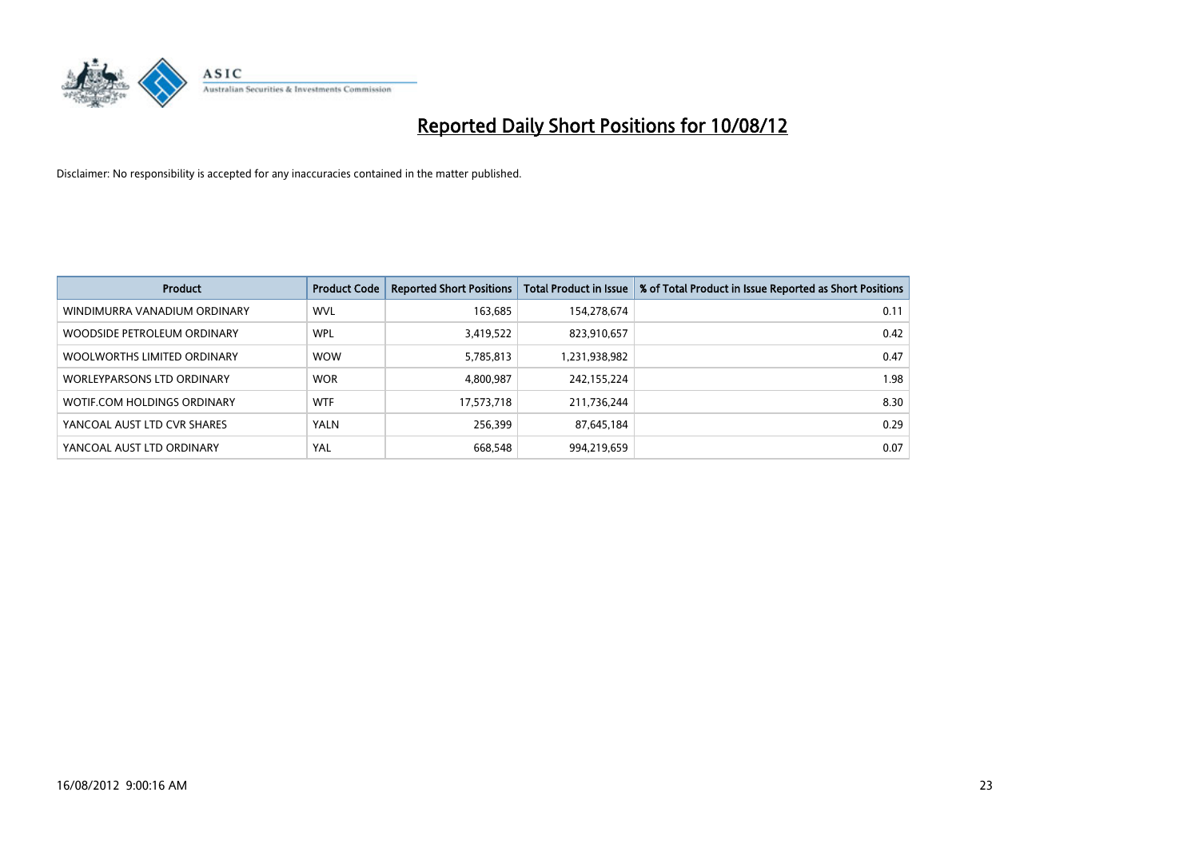# Reported Daily Short Positions for 10/08/12

Disclaimer: No responsibility is accepted for any inaccuracies contained in the matter published.

| Product | Product Code | Reported Short Positions | Total Product in Issue | % of Total Product in Issue Reported as Short Positions |
|---|---|---|---|---|
| WINDIMURRA VANADIUM ORDINARY | WVL | 163,685 | 154,278,674 | 0.11 |
| WOODSIDE PETROLEUM ORDINARY | WPL | 3,419,522 | 823,910,657 | 0.42 |
| WOOLWORTHS LIMITED ORDINARY | WOW | 5,785,813 | 1,231,938,982 | 0.47 |
| WORLEYPARSONS LTD ORDINARY | WOR | 4,800,987 | 242,155,224 | 1.98 |
| WOTIF.COM HOLDINGS ORDINARY | WTF | 17,573,718 | 211,736,244 | 8.30 |
| YANCOAL AUST LTD CVR SHARES | YALN | 256,399 | 87,645,184 | 0.29 |
| YANCOAL AUST LTD ORDINARY | YAL | 668,548 | 994,219,659 | 0.07 |

16/08/2012 9:00:16 AM